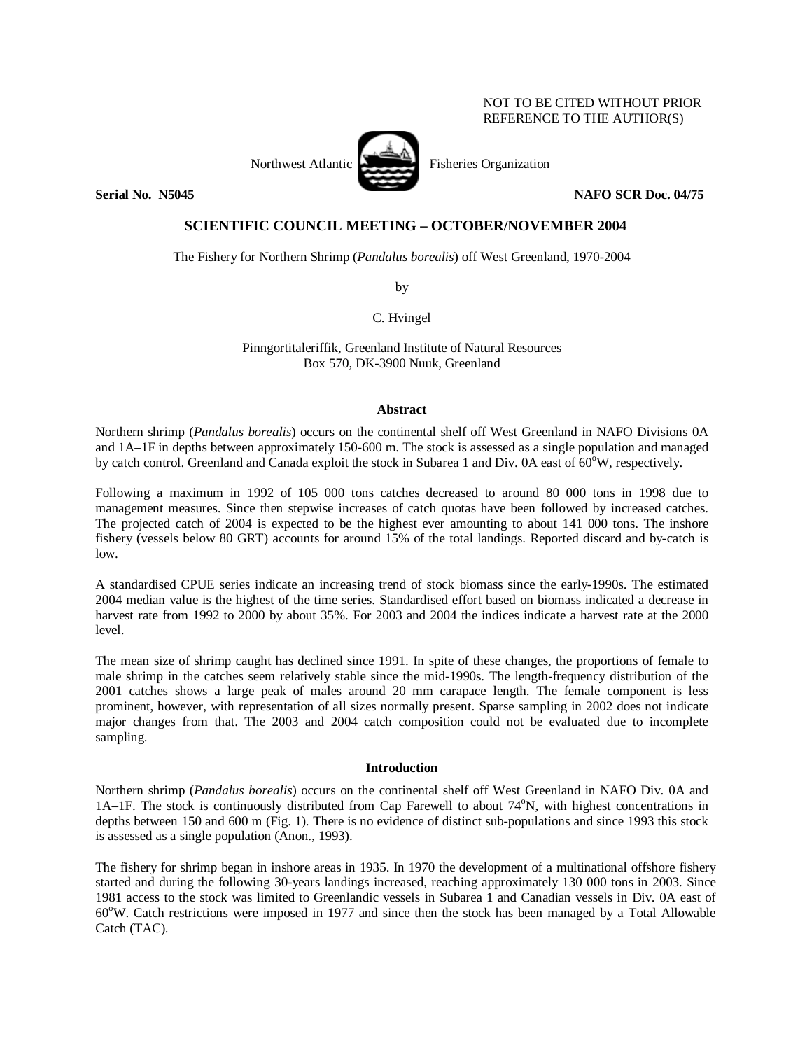NOT TO BE CITED WITHOUT PRIOR REFERENCE TO THE AUTHOR(S)

Northwest Atlantic Fisheries Organization

**Serial No. N5045** **NAFO SCR Doc. 04/75**

## SCIENTIFIC COUNCIL MEETING – OCTOBER/NOVEMBER 2004

The Fishery for Northern Shrimp (*Pandalus borealis*) off West Greenland, 1970-2004

by

C. Hvingel

Pinngortitaleriffik, Greenland Institute of Natural Resources
Box 570, DK-3900 Nuuk, Greenland

### Abstract

Northern shrimp (*Pandalus borealis*) occurs on the continental shelf off West Greenland in NAFO Divisions 0A and 1A–1F in depths between approximately 150-600 m. The stock is assessed as a single population and managed by catch control. Greenland and Canada exploit the stock in Subarea 1 and Div. 0A east of 60°W, respectively.

Following a maximum in 1992 of 105 000 tons catches decreased to around 80 000 tons in 1998 due to management measures. Since then stepwise increases of catch quotas have been followed by increased catches. The projected catch of 2004 is expected to be the highest ever amounting to about 141 000 tons. The inshore fishery (vessels below 80 GRT) accounts for around 15% of the total landings. Reported discard and by-catch is low.

A standardised CPUE series indicate an increasing trend of stock biomass since the early-1990s. The estimated 2004 median value is the highest of the time series. Standardised effort based on biomass indicated a decrease in harvest rate from 1992 to 2000 by about 35%. For 2003 and 2004 the indices indicate a harvest rate at the 2000 level.

The mean size of shrimp caught has declined since 1991. In spite of these changes, the proportions of female to male shrimp in the catches seem relatively stable since the mid-1990s. The length-frequency distribution of the 2001 catches shows a large peak of males around 20 mm carapace length. The female component is less prominent, however, with representation of all sizes normally present. Sparse sampling in 2002 does not indicate major changes from that. The 2003 and 2004 catch composition could not be evaluated due to incomplete sampling.

### Introduction

Northern shrimp (*Pandalus borealis*) occurs on the continental shelf off West Greenland in NAFO Div. 0A and 1A–1F. The stock is continuously distributed from Cap Farewell to about 74°N, with highest concentrations in depths between 150 and 600 m (Fig. 1). There is no evidence of distinct sub-populations and since 1993 this stock is assessed as a single population (Anon., 1993).

The fishery for shrimp began in inshore areas in 1935. In 1970 the development of a multinational offshore fishery started and during the following 30-years landings increased, reaching approximately 130 000 tons in 2003. Since 1981 access to the stock was limited to Greenlandic vessels in Subarea 1 and Canadian vessels in Div. 0A east of 60°W. Catch restrictions were imposed in 1977 and since then the stock has been managed by a Total Allowable Catch (TAC).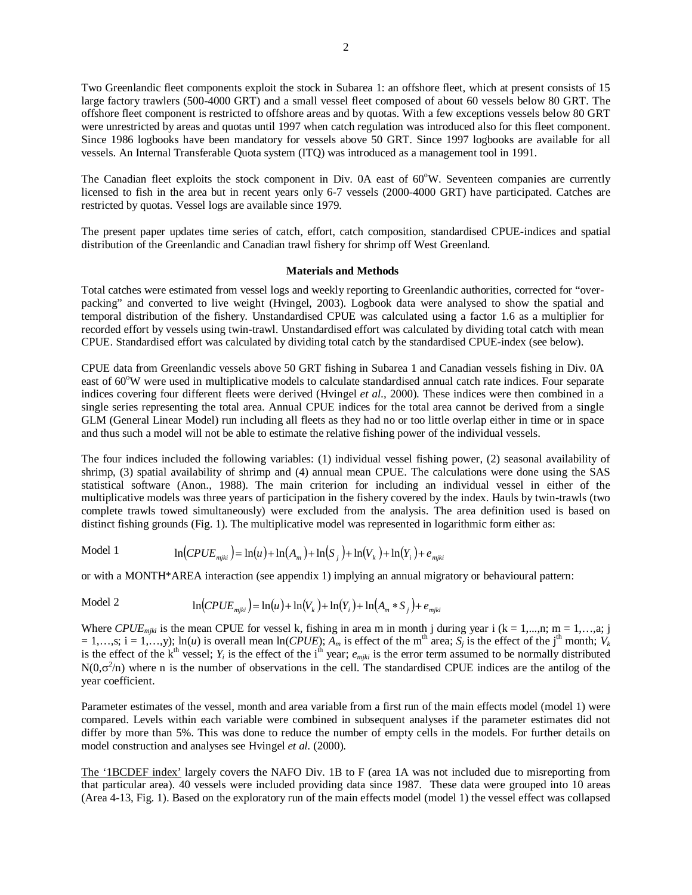Two Greenlandic fleet components exploit the stock in Subarea 1: an offshore fleet, which at present consists of 15 large factory trawlers (500-4000 GRT) and a small vessel fleet composed of about 60 vessels below 80 GRT. The offshore fleet component is restricted to offshore areas and by quotas. With a few exceptions vessels below 80 GRT were unrestricted by areas and quotas until 1997 when catch regulation was introduced also for this fleet component. Since 1986 logbooks have been mandatory for vessels above 50 GRT. Since 1997 logbooks are available for all vessels. An Internal Transferable Quota system (ITQ) was introduced as a management tool in 1991.

The Canadian fleet exploits the stock component in Div. 0A east of 60°W. Seventeen companies are currently licensed to fish in the area but in recent years only 6-7 vessels (2000-4000 GRT) have participated. Catches are restricted by quotas. Vessel logs are available since 1979.

The present paper updates time series of catch, effort, catch composition, standardised CPUE-indices and spatial distribution of the Greenlandic and Canadian trawl fishery for shrimp off West Greenland.

## Materials and Methods

Total catches were estimated from vessel logs and weekly reporting to Greenlandic authorities, corrected for "over-packing" and converted to live weight (Hvingel, 2003). Logbook data were analysed to show the spatial and temporal distribution of the fishery. Unstandardised CPUE was calculated using a factor 1.6 as a multiplier for recorded effort by vessels using twin-trawl. Unstandardised effort was calculated by dividing total catch with mean CPUE. Standardised effort was calculated by dividing total catch by the standardised CPUE-index (see below).

CPUE data from Greenlandic vessels above 50 GRT fishing in Subarea 1 and Canadian vessels fishing in Div. 0A east of 60°W were used in multiplicative models to calculate standardised annual catch rate indices. Four separate indices covering four different fleets were derived (Hvingel *et al.*, 2000). These indices were then combined in a single series representing the total area. Annual CPUE indices for the total area cannot be derived from a single GLM (General Linear Model) run including all fleets as they had no or too little overlap either in time or in space and thus such a model will not be able to estimate the relative fishing power of the individual vessels.

The four indices included the following variables: (1) individual vessel fishing power, (2) seasonal availability of shrimp, (3) spatial availability of shrimp and (4) annual mean CPUE. The calculations were done using the SAS statistical software (Anon., 1988). The main criterion for including an individual vessel in either of the multiplicative models was three years of participation in the fishery covered by the index. Hauls by twin-trawls (two complete trawls towed simultaneously) were excluded from the analysis. The area definition used is based on distinct fishing grounds (Fig. 1). The multiplicative model was represented in logarithmic form either as:

Model 1
$$\ln(CPUE_{mjki}) = \ln(u) + \ln(A_m) + \ln(S_j) + \ln(V_k) + \ln(Y_i) + e_{mjki}$$

or with a MONTH*AREA interaction (see appendix 1) implying an annual migratory or behavioural pattern:

Model 2
$$\ln(CPUE_{mjki}) = \ln(u) + \ln(V_k) + \ln(Y_i) + \ln(A_m * S_j) + e_{mjki}$$

Where $CPUE_{mjki}$ is the mean CPUE for vessel k, fishing in area m in month j during year i (k = 1,...,n; m = 1,…,a; j = 1,…,s; i = 1,…,y); ln(*u*) is overall mean ln(*CPUE*); $A_m$ is effect of the m[th] area; $S_j$ is the effect of the j[th] month; $V_k$ is the effect of the k[th] vessel; $Y_i$ is the effect of the i[th] year; $e_{mjki}$ is the error term assumed to be normally distributed $N(0,\sigma^2/n)$ where n is the number of observations in the cell. The standardised CPUE indices are the antilog of the year coefficient.

Parameter estimates of the vessel, month and area variable from a first run of the main effects model (model 1) were compared. Levels within each variable were combined in subsequent analyses if the parameter estimates did not differ by more than 5%. This was done to reduce the number of empty cells in the models. For further details on model construction and analyses see Hvingel *et al.* (2000).

The '1BCDEF index' largely covers the NAFO Div. 1B to F (area 1A was not included due to misreporting from that particular area). 40 vessels were included providing data since 1987. These data were grouped into 10 areas (Area 4-13, Fig. 1). Based on the exploratory run of the main effects model (model 1) the vessel effect was collapsed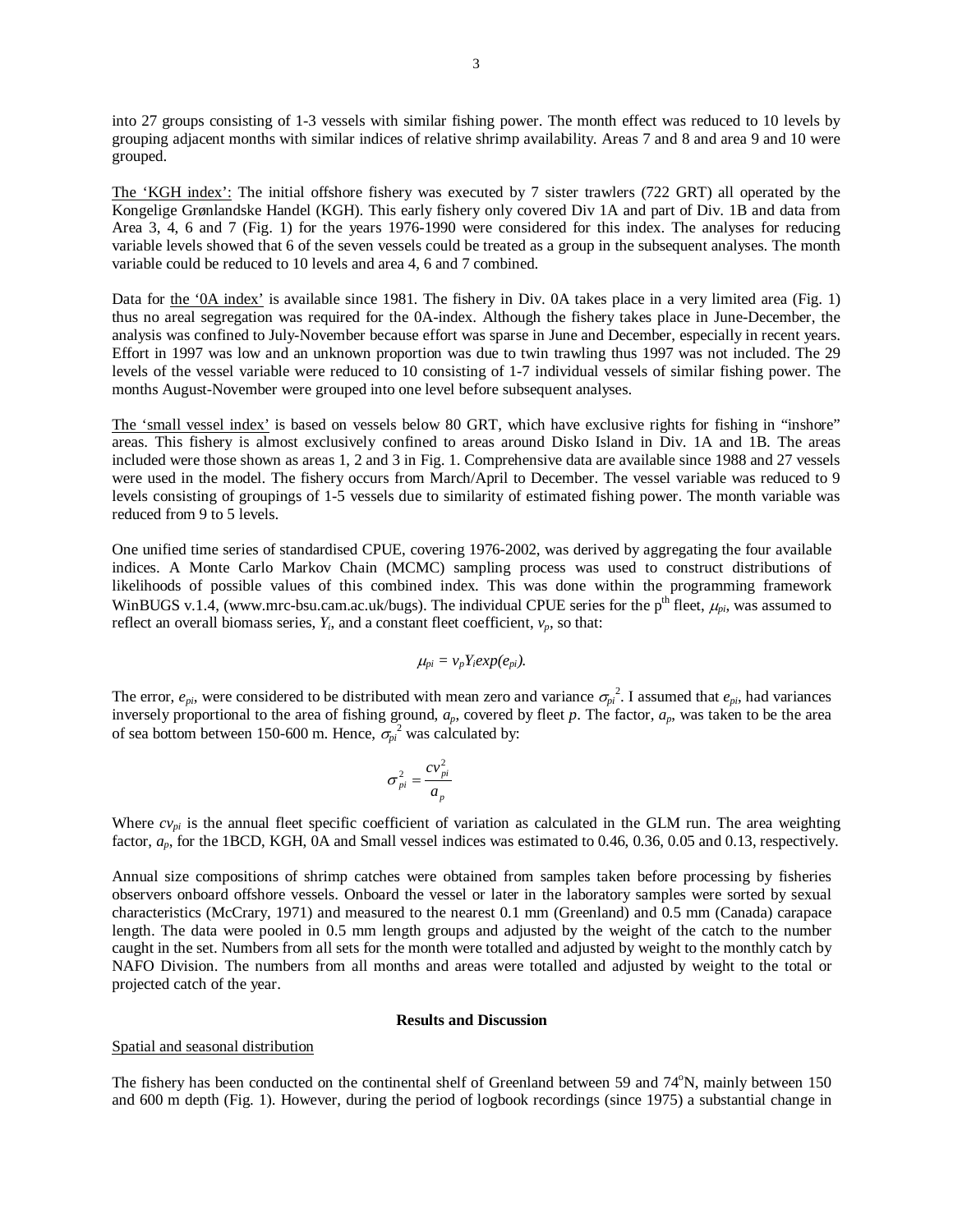into 27 groups consisting of 1-3 vessels with similar fishing power. The month effect was reduced to 10 levels by grouping adjacent months with similar indices of relative shrimp availability. Areas 7 and 8 and area 9 and 10 were grouped.

The 'KGH index': The initial offshore fishery was executed by 7 sister trawlers (722 GRT) all operated by the Kongelige Grønlandske Handel (KGH). This early fishery only covered Div 1A and part of Div. 1B and data from Area 3, 4, 6 and 7 (Fig. 1) for the years 1976-1990 were considered for this index. The analyses for reducing variable levels showed that 6 of the seven vessels could be treated as a group in the subsequent analyses. The month variable could be reduced to 10 levels and area 4, 6 and 7 combined.

Data for the '0A index' is available since 1981. The fishery in Div. 0A takes place in a very limited area (Fig. 1) thus no areal segregation was required for the 0A-index. Although the fishery takes place in June-December, the analysis was confined to July-November because effort was sparse in June and December, especially in recent years. Effort in 1997 was low and an unknown proportion was due to twin trawling thus 1997 was not included. The 29 levels of the vessel variable were reduced to 10 consisting of 1-7 individual vessels of similar fishing power. The months August-November were grouped into one level before subsequent analyses.

The 'small vessel index' is based on vessels below 80 GRT, which have exclusive rights for fishing in "inshore" areas. This fishery is almost exclusively confined to areas around Disko Island in Div. 1A and 1B. The areas included were those shown as areas 1, 2 and 3 in Fig. 1. Comprehensive data are available since 1988 and 27 vessels were used in the model. The fishery occurs from March/April to December. The vessel variable was reduced to 9 levels consisting of groupings of 1-5 vessels due to similarity of estimated fishing power. The month variable was reduced from 9 to 5 levels.

One unified time series of standardised CPUE, covering 1976-2002, was derived by aggregating the four available indices. A Monte Carlo Markov Chain (MCMC) sampling process was used to construct distributions of likelihoods of possible values of this combined index. This was done within the programming framework WinBUGS v.1.4, (www.mrc-bsu.cam.ac.uk/bugs). The individual CPUE series for the p$^{th}$ fleet, $\mu_{pi}$, was assumed to reflect an overall biomass series, $Y_i$, and a constant fleet coefficient, $v_p$, so that:

$$\mu_{pi} = v_p Y_i exp(e_{pi}).$$

The error, $e_{pi}$, were considered to be distributed with mean zero and variance $\sigma_{pi}^2$. I assumed that $e_{pi}$, had variances inversely proportional to the area of fishing ground, $a_p$, covered by fleet $p$. The factor, $a_p$, was taken to be the area of sea bottom between 150-600 m. Hence, $\sigma_{pi}^2$ was calculated by:

$$\sigma_{pi}^2 = \frac{cv_{pi}^2}{a_p}$$

Where $cv_{pi}$ is the annual fleet specific coefficient of variation as calculated in the GLM run. The area weighting factor, $a_p$, for the 1BCD, KGH, 0A and Small vessel indices was estimated to 0.46, 0.36, 0.05 and 0.13, respectively.

Annual size compositions of shrimp catches were obtained from samples taken before processing by fisheries observers onboard offshore vessels. Onboard the vessel or later in the laboratory samples were sorted by sexual characteristics (McCrary, 1971) and measured to the nearest 0.1 mm (Greenland) and 0.5 mm (Canada) carapace length. The data were pooled in 0.5 mm length groups and adjusted by the weight of the catch to the number caught in the set. Numbers from all sets for the month were totalled and adjusted by weight to the monthly catch by NAFO Division. The numbers from all months and areas were totalled and adjusted by weight to the total or projected catch of the year.

## Results and Discussion

### Spatial and seasonal distribution

The fishery has been conducted on the continental shelf of Greenland between 59 and 74°N, mainly between 150 and 600 m depth (Fig. 1). However, during the period of logbook recordings (since 1975) a substantial change in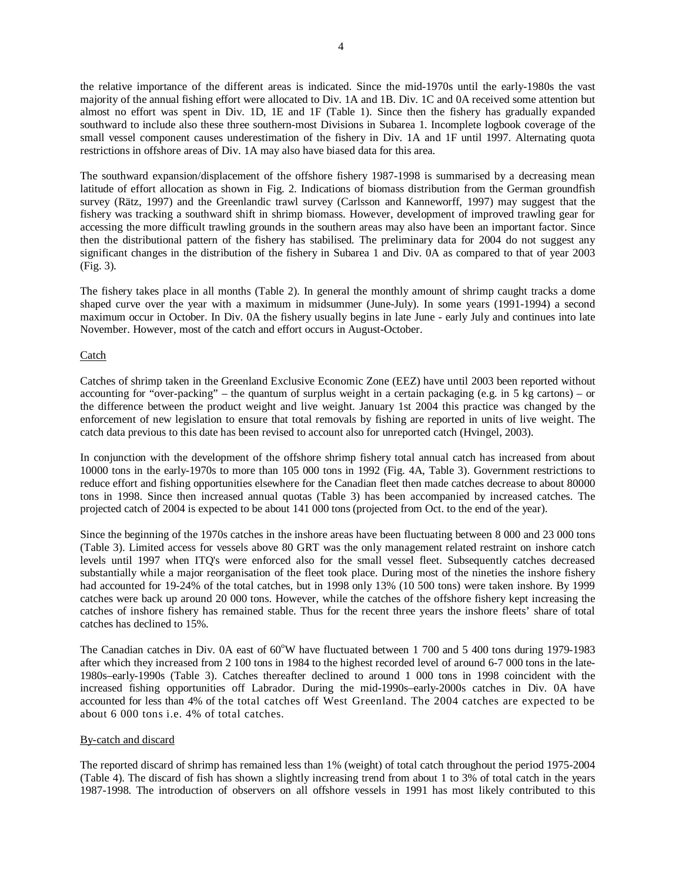the relative importance of the different areas is indicated. Since the mid-1970s until the early-1980s the vast majority of the annual fishing effort were allocated to Div. 1A and 1B. Div. 1C and 0A received some attention but almost no effort was spent in Div. 1D, 1E and 1F (Table 1). Since then the fishery has gradually expanded southward to include also these three southern-most Divisions in Subarea 1. Incomplete logbook coverage of the small vessel component causes underestimation of the fishery in Div. 1A and 1F until 1997. Alternating quota restrictions in offshore areas of Div. 1A may also have biased data for this area.

The southward expansion/displacement of the offshore fishery 1987-1998 is summarised by a decreasing mean latitude of effort allocation as shown in Fig. 2. Indications of biomass distribution from the German groundfish survey (Rätz, 1997) and the Greenlandic trawl survey (Carlsson and Kanneworff, 1997) may suggest that the fishery was tracking a southward shift in shrimp biomass. However, development of improved trawling gear for accessing the more difficult trawling grounds in the southern areas may also have been an important factor. Since then the distributional pattern of the fishery has stabilised. The preliminary data for 2004 do not suggest any significant changes in the distribution of the fishery in Subarea 1 and Div. 0A as compared to that of year 2003 (Fig. 3).

The fishery takes place in all months (Table 2). In general the monthly amount of shrimp caught tracks a dome shaped curve over the year with a maximum in midsummer (June-July). In some years (1991-1994) a second maximum occur in October. In Div. 0A the fishery usually begins in late June - early July and continues into late November. However, most of the catch and effort occurs in August-October.

Catch

Catches of shrimp taken in the Greenland Exclusive Economic Zone (EEZ) have until 2003 been reported without accounting for "over-packing" – the quantum of surplus weight in a certain packaging (e.g. in 5 kg cartons) – or the difference between the product weight and live weight. January 1st 2004 this practice was changed by the enforcement of new legislation to ensure that total removals by fishing are reported in units of live weight. The catch data previous to this date has been revised to account also for unreported catch (Hvingel, 2003).

In conjunction with the development of the offshore shrimp fishery total annual catch has increased from about 10000 tons in the early-1970s to more than 105 000 tons in 1992 (Fig. 4A, Table 3). Government restrictions to reduce effort and fishing opportunities elsewhere for the Canadian fleet then made catches decrease to about 80000 tons in 1998. Since then increased annual quotas (Table 3) has been accompanied by increased catches. The projected catch of 2004 is expected to be about 141 000 tons (projected from Oct. to the end of the year).

Since the beginning of the 1970s catches in the inshore areas have been fluctuating between 8 000 and 23 000 tons (Table 3). Limited access for vessels above 80 GRT was the only management related restraint on inshore catch levels until 1997 when ITQ's were enforced also for the small vessel fleet. Subsequently catches decreased substantially while a major reorganisation of the fleet took place. During most of the nineties the inshore fishery had accounted for 19-24% of the total catches, but in 1998 only 13% (10 500 tons) were taken inshore. By 1999 catches were back up around 20 000 tons. However, while the catches of the offshore fishery kept increasing the catches of inshore fishery has remained stable. Thus for the recent three years the inshore fleets' share of total catches has declined to 15%.

The Canadian catches in Div. 0A east of 60°W have fluctuated between 1 700 and 5 400 tons during 1979-1983 after which they increased from 2 100 tons in 1984 to the highest recorded level of around 6-7 000 tons in the late-1980s–early-1990s (Table 3). Catches thereafter declined to around 1 000 tons in 1998 coincident with the increased fishing opportunities off Labrador. During the mid-1990s–early-2000s catches in Div. 0A have accounted for less than 4% of the total catches off West Greenland. The 2004 catches are expected to be about 6 000 tons i.e. 4% of total catches.

By-catch and discard

The reported discard of shrimp has remained less than 1% (weight) of total catch throughout the period 1975-2004 (Table 4). The discard of fish has shown a slightly increasing trend from about 1 to 3% of total catch in the years 1987-1998. The introduction of observers on all offshore vessels in 1991 has most likely contributed to this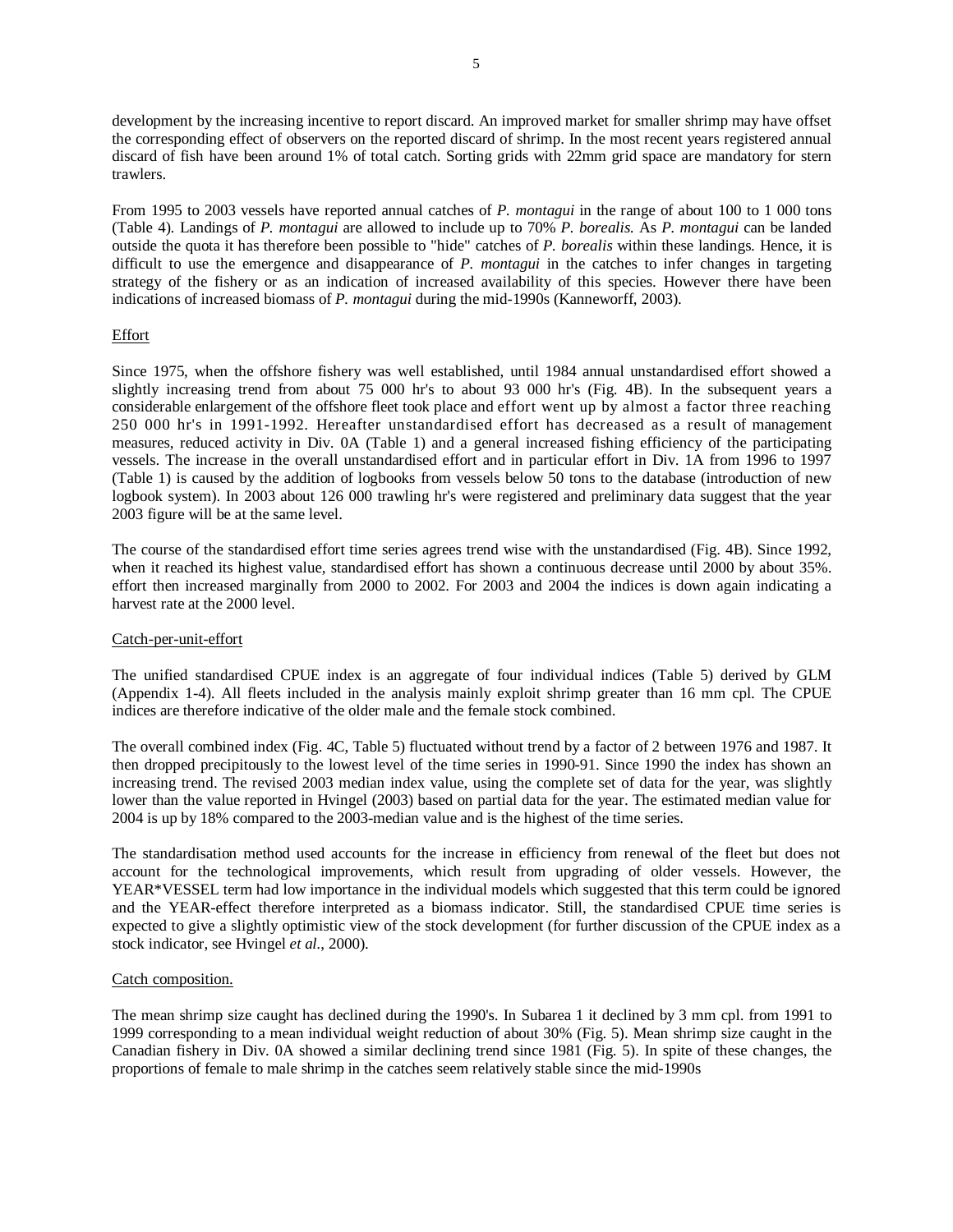development by the increasing incentive to report discard. An improved market for smaller shrimp may have offset the corresponding effect of observers on the reported discard of shrimp. In the most recent years registered annual discard of fish have been around 1% of total catch. Sorting grids with 22mm grid space are mandatory for stern trawlers.

From 1995 to 2003 vessels have reported annual catches of *P. montagui* in the range of about 100 to 1 000 tons (Table 4). Landings of *P. montagui* are allowed to include up to 70% *P. borealis*. As *P. montagui* can be landed outside the quota it has therefore been possible to "hide" catches of *P. borealis* within these landings. Hence, it is difficult to use the emergence and disappearance of *P. montagui* in the catches to infer changes in targeting strategy of the fishery or as an indication of increased availability of this species. However there have been indications of increased biomass of *P. montagui* during the mid-1990s (Kanneworff, 2003).

Effort

Since 1975, when the offshore fishery was well established, until 1984 annual unstandardised effort showed a slightly increasing trend from about 75 000 hr's to about 93 000 hr's (Fig. 4B). In the subsequent years a considerable enlargement of the offshore fleet took place and effort went up by almost a factor three reaching 250 000 hr's in 1991-1992. Hereafter unstandardised effort has decreased as a result of management measures, reduced activity in Div. 0A (Table 1) and a general increased fishing efficiency of the participating vessels. The increase in the overall unstandardised effort and in particular effort in Div. 1A from 1996 to 1997 (Table 1) is caused by the addition of logbooks from vessels below 50 tons to the database (introduction of new logbook system). In 2003 about 126 000 trawling hr's were registered and preliminary data suggest that the year 2003 figure will be at the same level.

The course of the standardised effort time series agrees trend wise with the unstandardised (Fig. 4B). Since 1992, when it reached its highest value, standardised effort has shown a continuous decrease until 2000 by about 35%. effort then increased marginally from 2000 to 2002. For 2003 and 2004 the indices is down again indicating a harvest rate at the 2000 level.

Catch-per-unit-effort

The unified standardised CPUE index is an aggregate of four individual indices (Table 5) derived by GLM (Appendix 1-4). All fleets included in the analysis mainly exploit shrimp greater than 16 mm cpl. The CPUE indices are therefore indicative of the older male and the female stock combined.

The overall combined index (Fig. 4C, Table 5) fluctuated without trend by a factor of 2 between 1976 and 1987. It then dropped precipitously to the lowest level of the time series in 1990-91. Since 1990 the index has shown an increasing trend. The revised 2003 median index value, using the complete set of data for the year, was slightly lower than the value reported in Hvingel (2003) based on partial data for the year. The estimated median value for 2004 is up by 18% compared to the 2003-median value and is the highest of the time series.

The standardisation method used accounts for the increase in efficiency from renewal of the fleet but does not account for the technological improvements, which result from upgrading of older vessels. However, the YEAR*VESSEL term had low importance in the individual models which suggested that this term could be ignored and the YEAR-effect therefore interpreted as a biomass indicator. Still, the standardised CPUE time series is expected to give a slightly optimistic view of the stock development (for further discussion of the CPUE index as a stock indicator, see Hvingel *et al*., 2000).

Catch composition.

The mean shrimp size caught has declined during the 1990's. In Subarea 1 it declined by 3 mm cpl. from 1991 to 1999 corresponding to a mean individual weight reduction of about 30% (Fig. 5). Mean shrimp size caught in the Canadian fishery in Div. 0A showed a similar declining trend since 1981 (Fig. 5). In spite of these changes, the proportions of female to male shrimp in the catches seem relatively stable since the mid-1990s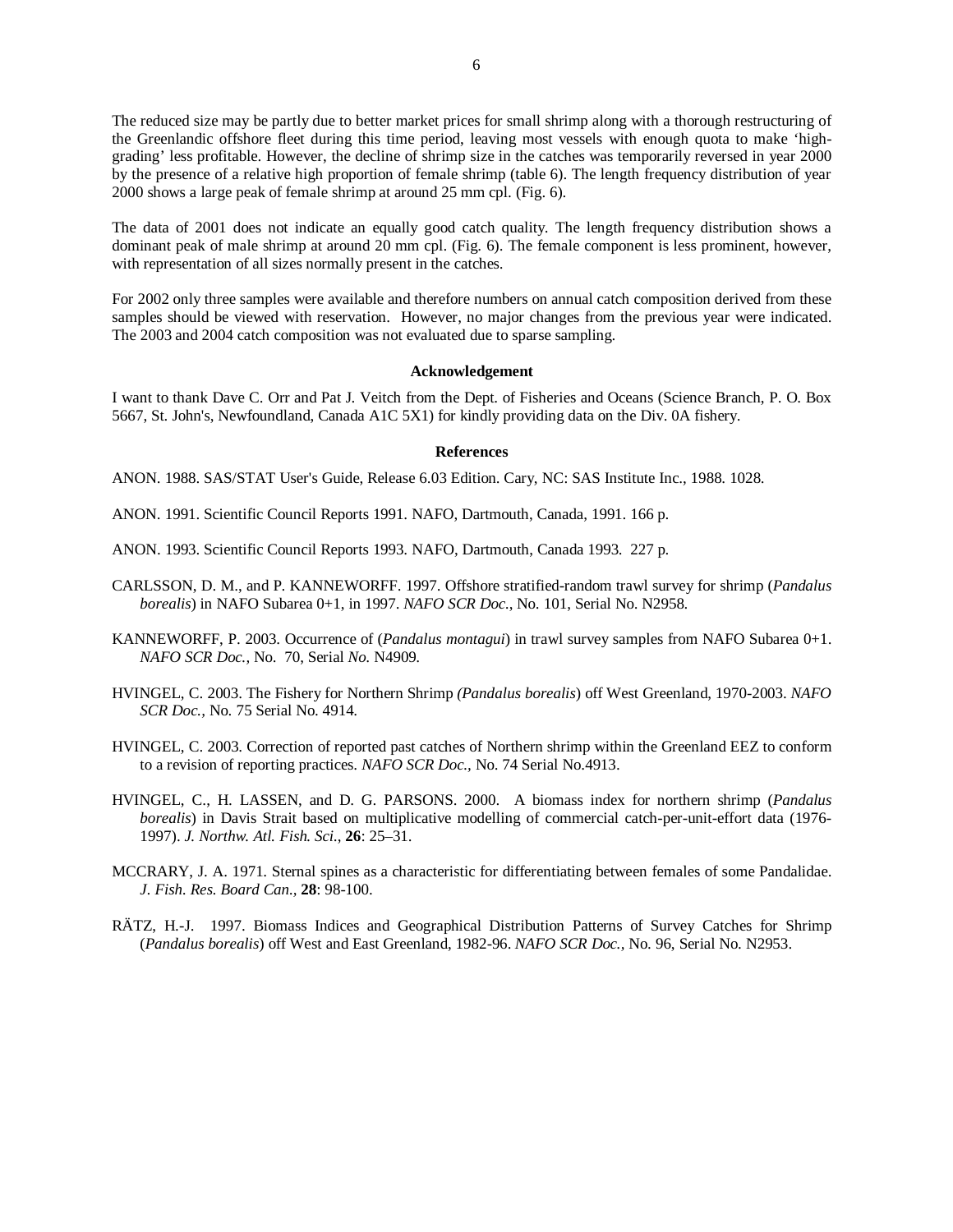The reduced size may be partly due to better market prices for small shrimp along with a thorough restructuring of the Greenlandic offshore fleet during this time period, leaving most vessels with enough quota to make 'high-grading' less profitable. However, the decline of shrimp size in the catches was temporarily reversed in year 2000 by the presence of a relative high proportion of female shrimp (table 6). The length frequency distribution of year 2000 shows a large peak of female shrimp at around 25 mm cpl. (Fig. 6).

The data of 2001 does not indicate an equally good catch quality. The length frequency distribution shows a dominant peak of male shrimp at around 20 mm cpl. (Fig. 6). The female component is less prominent, however, with representation of all sizes normally present in the catches.

For 2002 only three samples were available and therefore numbers on annual catch composition derived from these samples should be viewed with reservation. However, no major changes from the previous year were indicated. The 2003 and 2004 catch composition was not evaluated due to sparse sampling.

## Acknowledgement

I want to thank Dave C. Orr and Pat J. Veitch from the Dept. of Fisheries and Oceans (Science Branch, P. O. Box 5667, St. John's, Newfoundland, Canada A1C 5X1) for kindly providing data on the Div. 0A fishery.

## References

ANON. 1988. SAS/STAT User's Guide, Release 6.03 Edition. Cary, NC: SAS Institute Inc., 1988. 1028.

ANON. 1991. Scientific Council Reports 1991. NAFO, Dartmouth, Canada, 1991. 166 p.

ANON. 1993. Scientific Council Reports 1993. NAFO, Dartmouth, Canada 1993. 227 p.

CARLSSON, D. M., and P. KANNEWORFF. 1997. Offshore stratified-random trawl survey for shrimp (*Pandalus borealis*) in NAFO Subarea 0+1, in 1997. *NAFO SCR Doc.*, No. 101, Serial No. N2958.

KANNEWORFF, P. 2003. Occurrence of (*Pandalus montagui*) in trawl survey samples from NAFO Subarea 0+1. *NAFO SCR Doc.,* No. 70, Serial *No.* N4909.

HVINGEL, C. 2003. The Fishery for Northern Shrimp *(Pandalus borealis*) off West Greenland, 1970-2003. *NAFO SCR Doc.,* No. 75 Serial No. 4914.

HVINGEL, C. 2003. Correction of reported past catches of Northern shrimp within the Greenland EEZ to conform to a revision of reporting practices. *NAFO SCR Doc.,* No. 74 Serial No.4913.

HVINGEL, C., H. LASSEN, and D. G. PARSONS. 2000. A biomass index for northern shrimp (*Pandalus borealis*) in Davis Strait based on multiplicative modelling of commercial catch-per-unit-effort data (1976-1997). *J. Northw. Atl. Fish. Sci.*, **26**: 25–31.

MCCRARY, J. A. 1971. Sternal spines as a characteristic for differentiating between females of some Pandalidae. *J. Fish. Res. Board Can.*, **28**: 98-100.

RÄTZ, H.-J. 1997. Biomass Indices and Geographical Distribution Patterns of Survey Catches for Shrimp (*Pandalus borealis*) off West and East Greenland, 1982-96. *NAFO SCR Doc.,* No. 96, Serial No. N2953.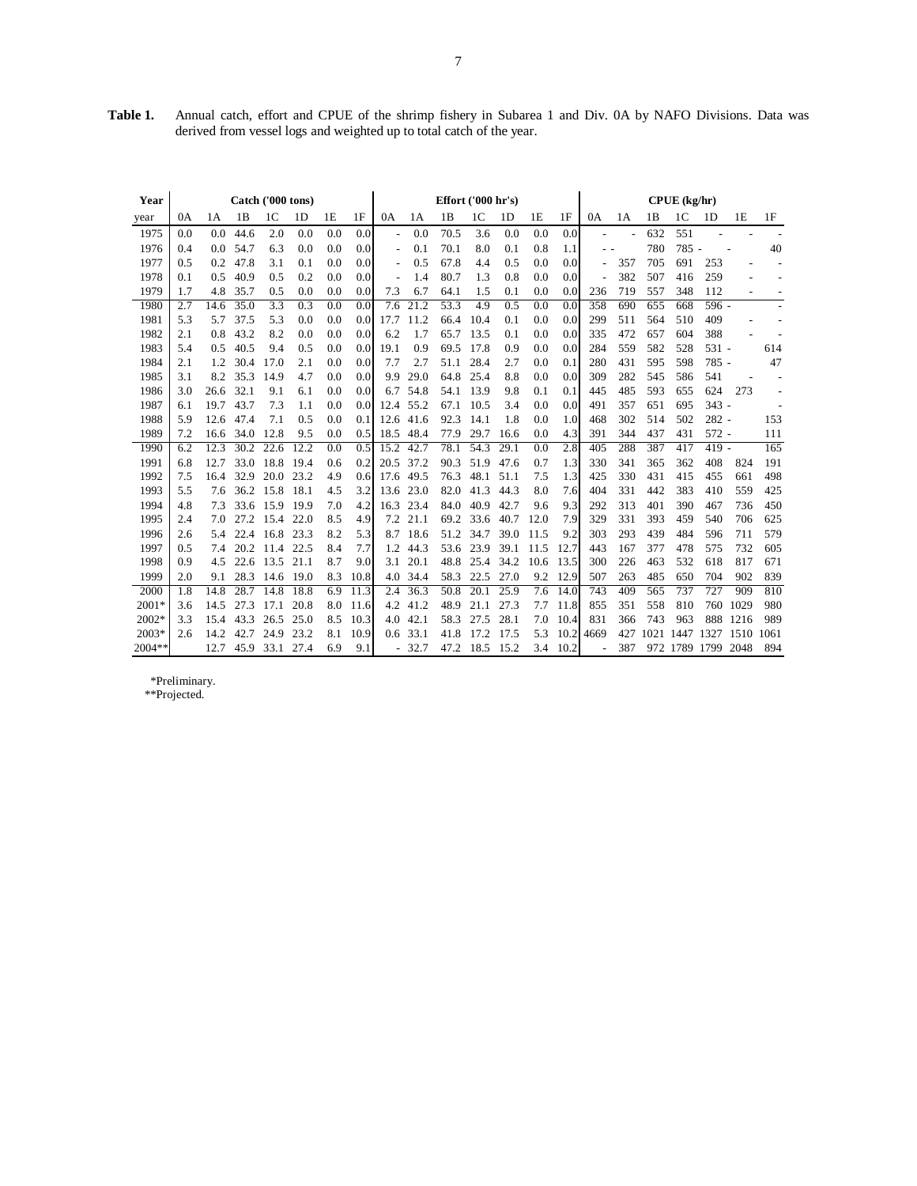**Table 1.** Annual catch, effort and CPUE of the shrimp fishery in Subarea 1 and Div. 0A by NAFO Divisions. Data was derived from vessel logs and weighted up to total catch of the year.

| Year | Catch ('000 tons) | | | | | | | Effort ('000 hr's) | | | | | | | CPUE (kg/hr) | | | | | | |
|---|---|---|---|---|---|---|---|---|---|---|---|---|---|---|---|---|---|---|---|---|---|
| year | 0A | 1A | 1B | 1C | 1D | 1E | 1F | 0A | 1A | 1B | 1C | 1D | 1E | 1F | 0A | 1A | 1B | 1C | 1D | 1E | 1F |
| 1975 | 0.0 | 0.0 | 44.6 | 2.0 | 0.0 | 0.0 | 0.0 | - | 0.0 | 70.5 | 3.6 | 0.0 | 0.0 | 0.0 | - | - | 632 | 551 | - | - | - |
| 1976 | 0.4 | 0.0 | 54.7 | 6.3 | 0.0 | 0.0 | 0.0 | - | 0.1 | 70.1 | 8.0 | 0.1 | 0.8 | 1.1 | - | - | 780 | 785 | - | - | 40 |
| 1977 | 0.5 | 0.2 | 47.8 | 3.1 | 0.1 | 0.0 | 0.0 | - | 0.5 | 67.8 | 4.4 | 0.5 | 0.0 | 0.0 | - | 357 | 705 | 691 | 253 | - | - |
| 1978 | 0.1 | 0.5 | 40.9 | 0.5 | 0.2 | 0.0 | 0.0 | - | 1.4 | 80.7 | 1.3 | 0.8 | 0.0 | 0.0 | - | 382 | 507 | 416 | 259 | - | - |
| 1979 | 1.7 | 4.8 | 35.7 | 0.5 | 0.0 | 0.0 | 0.0 | 7.3 | 6.7 | 64.1 | 1.5 | 0.1 | 0.0 | 0.0 | 236 | 719 | 557 | 348 | 112 | - | - |
| 1980 | 2.7 | 14.6 | 35.0 | 3.3 | 0.3 | 0.0 | 0.0 | 7.6 | 21.2 | 53.3 | 4.9 | 0.5 | 0.0 | 0.0 | 358 | 690 | 655 | 668 | 596 | - | - |
| 1981 | 5.3 | 5.7 | 37.5 | 5.3 | 0.0 | 0.0 | 0.0 | 17.7 | 11.2 | 66.4 | 10.4 | 0.1 | 0.0 | 0.0 | 299 | 511 | 564 | 510 | 409 | - | - |
| 1982 | 2.1 | 0.8 | 43.2 | 8.2 | 0.0 | 0.0 | 0.0 | 6.2 | 1.7 | 65.7 | 13.5 | 0.1 | 0.0 | 0.0 | 335 | 472 | 657 | 604 | 388 | - | - |
| 1983 | 5.4 | 0.5 | 40.5 | 9.4 | 0.5 | 0.0 | 0.0 | 19.1 | 0.9 | 69.5 | 17.8 | 0.9 | 0.0 | 0.0 | 284 | 559 | 582 | 528 | 531 | - | 614 |
| 1984 | 2.1 | 1.2 | 30.4 | 17.0 | 2.1 | 0.0 | 0.0 | 7.7 | 2.7 | 51.1 | 28.4 | 2.7 | 0.0 | 0.1 | 280 | 431 | 595 | 598 | 785 | - | 47 |
| 1985 | 3.1 | 8.2 | 35.3 | 14.9 | 4.7 | 0.0 | 0.0 | 9.9 | 29.0 | 64.8 | 25.4 | 8.8 | 0.0 | 0.0 | 309 | 282 | 545 | 586 | 541 | - | - |
| 1986 | 3.0 | 26.6 | 32.1 | 9.1 | 6.1 | 0.0 | 0.0 | 6.7 | 54.8 | 54.1 | 13.9 | 9.8 | 0.1 | 0.1 | 445 | 485 | 593 | 655 | 624 | 273 | - |
| 1987 | 6.1 | 19.7 | 43.7 | 7.3 | 1.1 | 0.0 | 0.0 | 12.4 | 55.2 | 67.1 | 10.5 | 3.4 | 0.0 | 0.0 | 491 | 357 | 651 | 695 | 343 | - | - |
| 1988 | 5.9 | 12.6 | 47.4 | 7.1 | 0.5 | 0.0 | 0.1 | 12.6 | 41.6 | 92.3 | 14.1 | 1.8 | 0.0 | 1.0 | 468 | 302 | 514 | 502 | 282 | - | 153 |
| 1989 | 7.2 | 16.6 | 34.0 | 12.8 | 9.5 | 0.0 | 0.5 | 18.5 | 48.4 | 77.9 | 29.7 | 16.6 | 0.0 | 4.3 | 391 | 344 | 437 | 431 | 572 | - | 111 |
| 1990 | 6.2 | 12.3 | 30.2 | 22.6 | 12.2 | 0.0 | 0.5 | 15.2 | 42.7 | 78.1 | 54.3 | 29.1 | 0.0 | 2.8 | 405 | 288 | 387 | 417 | 419 | - | 165 |
| 1991 | 6.8 | 12.7 | 33.0 | 18.8 | 19.4 | 0.6 | 0.2 | 20.5 | 37.2 | 90.3 | 51.9 | 47.6 | 0.7 | 1.3 | 330 | 341 | 365 | 362 | 408 | 824 | 191 |
| 1992 | 7.5 | 16.4 | 32.9 | 20.0 | 23.2 | 4.9 | 0.6 | 17.6 | 49.5 | 76.3 | 48.1 | 51.1 | 7.5 | 1.3 | 425 | 330 | 431 | 415 | 455 | 661 | 498 |
| 1993 | 5.5 | 7.6 | 36.2 | 15.8 | 18.1 | 4.5 | 3.2 | 13.6 | 23.0 | 82.0 | 41.3 | 44.3 | 8.0 | 7.6 | 404 | 331 | 442 | 383 | 410 | 559 | 425 |
| 1994 | 4.8 | 7.3 | 33.6 | 15.9 | 19.9 | 7.0 | 4.2 | 16.3 | 23.4 | 84.0 | 40.9 | 42.7 | 9.6 | 9.3 | 292 | 313 | 401 | 390 | 467 | 736 | 450 |
| 1995 | 2.4 | 7.0 | 27.2 | 15.4 | 22.0 | 8.5 | 4.9 | 7.2 | 21.1 | 69.2 | 33.6 | 40.7 | 12.0 | 7.9 | 329 | 331 | 393 | 459 | 540 | 706 | 625 |
| 1996 | 2.6 | 5.4 | 22.4 | 16.8 | 23.3 | 8.2 | 5.3 | 8.7 | 18.6 | 51.2 | 34.7 | 39.0 | 11.5 | 9.2 | 303 | 293 | 439 | 484 | 596 | 711 | 579 |
| 1997 | 0.5 | 7.4 | 20.2 | 11.4 | 22.5 | 8.4 | 7.7 | 1.2 | 44.3 | 53.6 | 23.9 | 39.1 | 11.5 | 12.7 | 443 | 167 | 377 | 478 | 575 | 732 | 605 |
| 1998 | 0.9 | 4.5 | 22.6 | 13.5 | 21.1 | 8.7 | 9.0 | 3.1 | 20.1 | 48.8 | 25.4 | 34.2 | 10.6 | 13.5 | 300 | 226 | 463 | 532 | 618 | 817 | 671 |
| 1999 | 2.0 | 9.1 | 28.3 | 14.6 | 19.0 | 8.3 | 10.8 | 4.0 | 34.4 | 58.3 | 22.5 | 27.0 | 9.2 | 12.9 | 507 | 263 | 485 | 650 | 704 | 902 | 839 |
| 2000 | 1.8 | 14.8 | 28.7 | 14.8 | 18.8 | 6.9 | 11.3 | 2.4 | 36.3 | 50.8 | 20.1 | 25.9 | 7.6 | 14.0 | 743 | 409 | 565 | 737 | 727 | 909 | 810 |
| 2001* | 3.6 | 14.5 | 27.3 | 17.1 | 20.8 | 8.0 | 11.6 | 4.2 | 41.2 | 48.9 | 21.1 | 27.3 | 7.7 | 11.8 | 855 | 351 | 558 | 810 | 760 | 1029 | 980 |
| 2002* | 3.3 | 15.4 | 43.3 | 26.5 | 25.0 | 8.5 | 10.3 | 4.0 | 42.1 | 58.3 | 27.5 | 28.1 | 7.0 | 10.4 | 831 | 366 | 743 | 963 | 888 | 1216 | 989 |
| 2003* | 2.6 | 14.2 | 42.7 | 24.9 | 23.2 | 8.1 | 10.9 | 0.6 | 33.1 | 41.8 | 17.2 | 17.5 | 5.3 | 10.2 | 4669 | 427 | 1021 | 1447 | 1327 | 1510 | 1061 |
| 2004** | | 12.7 | 45.9 | 33.1 | 27.4 | 6.9 | 9.1 | - | 32.7 | 47.2 | 18.5 | 15.2 | 3.4 | 10.2 | - | 387 | 972 | 1789 | 1799 | 2048 | 894 |

*Preliminary.
**Projected.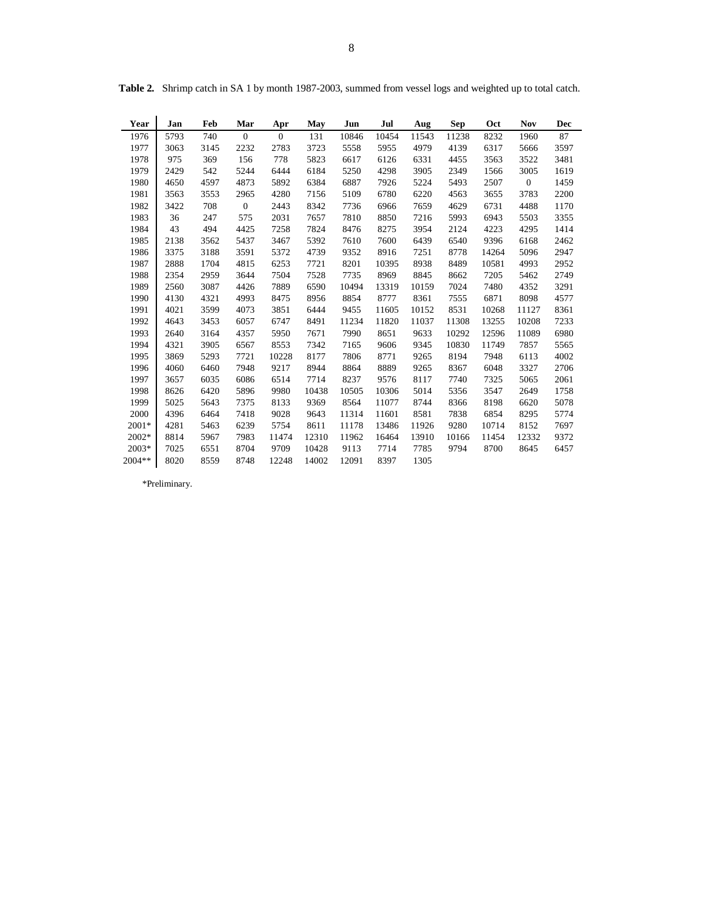**Table 2.** Shrimp catch in SA 1 by month 1987-2003, summed from vessel logs and weighted up to total catch.

| Year | Jan | Feb | Mar | Apr | May | Jun | Jul | Aug | Sep | Oct | Nov | Dec |
|---|---|---|---|---|---|---|---|---|---|---|---|---|
| 1976 | 5793 | 740 | 0 | 0 | 131 | 10846 | 10454 | 11543 | 11238 | 8232 | 1960 | 87 |
| 1977 | 3063 | 3145 | 2232 | 2783 | 3723 | 5558 | 5955 | 4979 | 4139 | 6317 | 5666 | 3597 |
| 1978 | 975 | 369 | 156 | 778 | 5823 | 6617 | 6126 | 6331 | 4455 | 3563 | 3522 | 3481 |
| 1979 | 2429 | 542 | 5244 | 6444 | 6184 | 5250 | 4298 | 3905 | 2349 | 1566 | 3005 | 1619 |
| 1980 | 4650 | 4597 | 4873 | 5892 | 6384 | 6887 | 7926 | 5224 | 5493 | 2507 | 0 | 1459 |
| 1981 | 3563 | 3553 | 2965 | 4280 | 7156 | 5109 | 6780 | 6220 | 4563 | 3655 | 3783 | 2200 |
| 1982 | 3422 | 708 | 0 | 2443 | 8342 | 7736 | 6966 | 7659 | 4629 | 6731 | 4488 | 1170 |
| 1983 | 36 | 247 | 575 | 2031 | 7657 | 7810 | 8850 | 7216 | 5993 | 6943 | 5503 | 3355 |
| 1984 | 43 | 494 | 4425 | 7258 | 7824 | 8476 | 8275 | 3954 | 2124 | 4223 | 4295 | 1414 |
| 1985 | 2138 | 3562 | 5437 | 3467 | 5392 | 7610 | 7600 | 6439 | 6540 | 9396 | 6168 | 2462 |
| 1986 | 3375 | 3188 | 3591 | 5372 | 4739 | 9352 | 8916 | 7251 | 8778 | 14264 | 5096 | 2947 |
| 1987 | 2888 | 1704 | 4815 | 6253 | 7721 | 8201 | 10395 | 8938 | 8489 | 10581 | 4993 | 2952 |
| 1988 | 2354 | 2959 | 3644 | 7504 | 7528 | 7735 | 8969 | 8845 | 8662 | 7205 | 5462 | 2749 |
| 1989 | 2560 | 3087 | 4426 | 7889 | 6590 | 10494 | 13319 | 10159 | 7024 | 7480 | 4352 | 3291 |
| 1990 | 4130 | 4321 | 4993 | 8475 | 8956 | 8854 | 8777 | 8361 | 7555 | 6871 | 8098 | 4577 |
| 1991 | 4021 | 3599 | 4073 | 3851 | 6444 | 9455 | 11605 | 10152 | 8531 | 10268 | 11127 | 8361 |
| 1992 | 4643 | 3453 | 6057 | 6747 | 8491 | 11234 | 11820 | 11037 | 11308 | 13255 | 10208 | 7233 |
| 1993 | 2640 | 3164 | 4357 | 5950 | 7671 | 7990 | 8651 | 9633 | 10292 | 12596 | 11089 | 6980 |
| 1994 | 4321 | 3905 | 6567 | 8553 | 7342 | 7165 | 9606 | 9345 | 10830 | 11749 | 7857 | 5565 |
| 1995 | 3869 | 5293 | 7721 | 10228 | 8177 | 7806 | 8771 | 9265 | 8194 | 7948 | 6113 | 4002 |
| 1996 | 4060 | 6460 | 7948 | 9217 | 8944 | 8864 | 8889 | 9265 | 8367 | 6048 | 3327 | 2706 |
| 1997 | 3657 | 6035 | 6086 | 6514 | 7714 | 8237 | 9576 | 8117 | 7740 | 7325 | 5065 | 2061 |
| 1998 | 8626 | 6420 | 5896 | 9980 | 10438 | 10505 | 10306 | 5014 | 5356 | 3547 | 2649 | 1758 |
| 1999 | 5025 | 5643 | 7375 | 8133 | 9369 | 8564 | 11077 | 8744 | 8366 | 8198 | 6620 | 5078 |
| 2000 | 4396 | 6464 | 7418 | 9028 | 9643 | 11314 | 11601 | 8581 | 7838 | 6854 | 8295 | 5774 |
| 2001* | 4281 | 5463 | 6239 | 5754 | 8611 | 11178 | 13486 | 11926 | 9280 | 10714 | 8152 | 7697 |
| 2002* | 8814 | 5967 | 7983 | 11474 | 12310 | 11962 | 16464 | 13910 | 10166 | 11454 | 12332 | 9372 |
| 2003* | 7025 | 6551 | 8704 | 9709 | 10428 | 9113 | 7714 | 7785 | 9794 | 8700 | 8645 | 6457 |
| 2004** | 8020 | 8559 | 8748 | 12248 | 14002 | 12091 | 8397 | 1305 | | | | |

*Preliminary.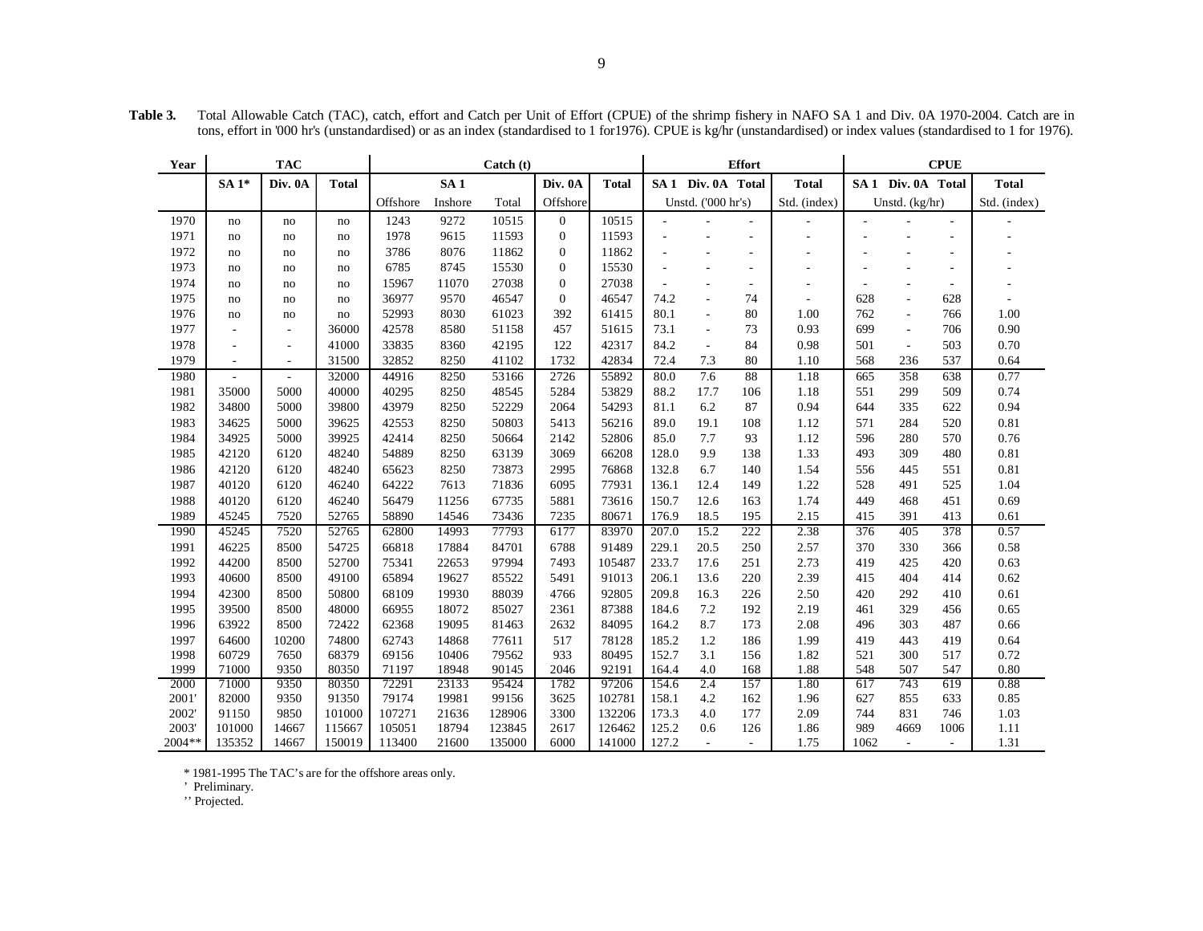**Table 3.** Total Allowable Catch (TAC), catch, effort and Catch per Unit of Effort (CPUE) of the shrimp fishery in NAFO SA 1 and Div. 0A 1970-2004. Catch are in tons, effort in '000 hr's (unstandardised) or as an index (standardised to 1 for1976). CPUE is kg/hr (unstandardised) or index values (standardised to 1 for 1976).

| Year | TAC | | | Catch (t) | | | | | Effort | | | | CPUE | | | |
|---|---|---|---|---|---|---|---|---|---|---|---|---|---|---|---|---|
| | SA 1* | Div. 0A | Total | SA 1 | | | Div. 0A | Total | SA 1 | Div. 0A | Total | Total | SA 1 | Div. 0A | Total | Total |
| | | | | Offshore | Inshore | Total | Offshore | | Unstd. ('000 hr's) | | | Std. (index) | Unstd. (kg/hr) | | | Std. (index) |
| 1970 | no | no | no | 1243 | 9272 | 10515 | 0 | 10515 | - | - | - | - | - | - | - | - |
| 1971 | no | no | no | 1978 | 9615 | 11593 | 0 | 11593 | - | - | - | - | - | - | - | - |
| 1972 | no | no | no | 3786 | 8076 | 11862 | 0 | 11862 | - | - | - | - | - | - | - | - |
| 1973 | no | no | no | 6785 | 8745 | 15530 | 0 | 15530 | - | - | - | - | - | - | - | - |
| 1974 | no | no | no | 15967 | 11070 | 27038 | 0 | 27038 | - | - | - | - | - | - | - | - |
| 1975 | no | no | no | 36977 | 9570 | 46547 | 0 | 46547 | 74.2 | - | 74 | - | 628 | - | 628 | - |
| 1976 | no | no | no | 52993 | 8030 | 61023 | 392 | 61415 | 80.1 | - | 80 | 1.00 | 762 | - | 766 | 1.00 |
| 1977 | - | - | 36000 | 42578 | 8580 | 51158 | 457 | 51615 | 73.1 | - | 73 | 0.93 | 699 | - | 706 | 0.90 |
| 1978 | - | - | 41000 | 33835 | 8360 | 42195 | 122 | 42317 | 84.2 | - | 84 | 0.98 | 501 | - | 503 | 0.70 |
| 1979 | - | - | 31500 | 32852 | 8250 | 41102 | 1732 | 42834 | 72.4 | 7.3 | 80 | 1.10 | 568 | 236 | 537 | 0.64 |
| 1980 | - | - | 32000 | 44916 | 8250 | 53166 | 2726 | 55892 | 80.0 | 7.6 | 88 | 1.18 | 665 | 358 | 638 | 0.77 |
| 1981 | 35000 | 5000 | 40000 | 40295 | 8250 | 48545 | 5284 | 53829 | 88.2 | 17.7 | 106 | 1.18 | 551 | 299 | 509 | 0.74 |
| 1982 | 34800 | 5000 | 39800 | 43979 | 8250 | 52229 | 2064 | 54293 | 81.1 | 6.2 | 87 | 0.94 | 644 | 335 | 622 | 0.94 |
| 1983 | 34625 | 5000 | 39625 | 42553 | 8250 | 50803 | 5413 | 56216 | 89.0 | 19.1 | 108 | 1.12 | 571 | 284 | 520 | 0.81 |
| 1984 | 34925 | 5000 | 39925 | 42414 | 8250 | 50664 | 2142 | 52806 | 85.0 | 7.7 | 93 | 1.12 | 596 | 280 | 570 | 0.76 |
| 1985 | 42120 | 6120 | 48240 | 54889 | 8250 | 63139 | 3069 | 66208 | 128.0 | 9.9 | 138 | 1.33 | 493 | 309 | 480 | 0.81 |
| 1986 | 42120 | 6120 | 48240 | 65623 | 8250 | 73873 | 2995 | 76868 | 132.8 | 6.7 | 140 | 1.54 | 556 | 445 | 551 | 0.81 |
| 1987 | 40120 | 6120 | 46240 | 64222 | 7613 | 71836 | 6095 | 77931 | 136.1 | 12.4 | 149 | 1.22 | 528 | 491 | 525 | 1.04 |
| 1988 | 40120 | 6120 | 46240 | 56479 | 11256 | 67735 | 5881 | 73616 | 150.7 | 12.6 | 163 | 1.74 | 449 | 468 | 451 | 0.69 |
| 1989 | 45245 | 7520 | 52765 | 58890 | 14546 | 73436 | 7235 | 80671 | 176.9 | 18.5 | 195 | 2.15 | 415 | 391 | 413 | 0.61 |
| 1990 | 45245 | 7520 | 52765 | 62800 | 14993 | 77793 | 6177 | 83970 | 207.0 | 15.2 | 222 | 2.38 | 376 | 405 | 378 | 0.57 |
| 1991 | 46225 | 8500 | 54725 | 66818 | 17884 | 84701 | 6788 | 91489 | 229.1 | 20.5 | 250 | 2.57 | 370 | 330 | 366 | 0.58 |
| 1992 | 44200 | 8500 | 52700 | 75341 | 22653 | 97994 | 7493 | 105487 | 233.7 | 17.6 | 251 | 2.73 | 419 | 425 | 420 | 0.63 |
| 1993 | 40600 | 8500 | 49100 | 65894 | 19627 | 85522 | 5491 | 91013 | 206.1 | 13.6 | 220 | 2.39 | 415 | 404 | 414 | 0.62 |
| 1994 | 42300 | 8500 | 50800 | 68109 | 19930 | 88039 | 4766 | 92805 | 209.8 | 16.3 | 226 | 2.50 | 420 | 292 | 410 | 0.61 |
| 1995 | 39500 | 8500 | 48000 | 66955 | 18072 | 85027 | 2361 | 87388 | 184.6 | 7.2 | 192 | 2.19 | 461 | 329 | 456 | 0.65 |
| 1996 | 63922 | 8500 | 72422 | 62368 | 19095 | 81463 | 2632 | 84095 | 164.2 | 8.7 | 173 | 2.08 | 496 | 303 | 487 | 0.66 |
| 1997 | 64600 | 10200 | 74800 | 62743 | 14868 | 77611 | 517 | 78128 | 185.2 | 1.2 | 186 | 1.99 | 419 | 443 | 419 | 0.64 |
| 1998 | 60729 | 7650 | 68379 | 69156 | 10406 | 79562 | 933 | 80495 | 152.7 | 3.1 | 156 | 1.82 | 521 | 300 | 517 | 0.72 |
| 1999 | 71000 | 9350 | 80350 | 71197 | 18948 | 90145 | 2046 | 92191 | 164.4 | 4.0 | 168 | 1.88 | 548 | 507 | 547 | 0.80 |
| 2000 | 71000 | 9350 | 80350 | 72291 | 23133 | 95424 | 1782 | 97206 | 154.6 | 2.4 | 157 | 1.80 | 617 | 743 | 619 | 0.88 |
| 2001' | 82000 | 9350 | 91350 | 79174 | 19981 | 99156 | 3625 | 102781 | 158.1 | 4.2 | 162 | 1.96 | 627 | 855 | 633 | 0.85 |
| 2002' | 91150 | 9850 | 101000 | 107271 | 21636 | 128906 | 3300 | 132206 | 173.3 | 4.0 | 177 | 2.09 | 744 | 831 | 746 | 1.03 |
| 2003' | 101000 | 14667 | 115667 | 105051 | 18794 | 123845 | 2617 | 126462 | 125.2 | 0.6 | 126 | 1.86 | 989 | 4669 | 1006 | 1.11 |
| 2004** | 135352 | 14667 | 150019 | 113400 | 21600 | 135000 | 6000 | 141000 | 127.2 | - | - | 1.75 | 1062 | - | - | 1.31 |

\* 1981-1995 The TAC's are for the offshore areas only.
' Preliminary.
'' Projected.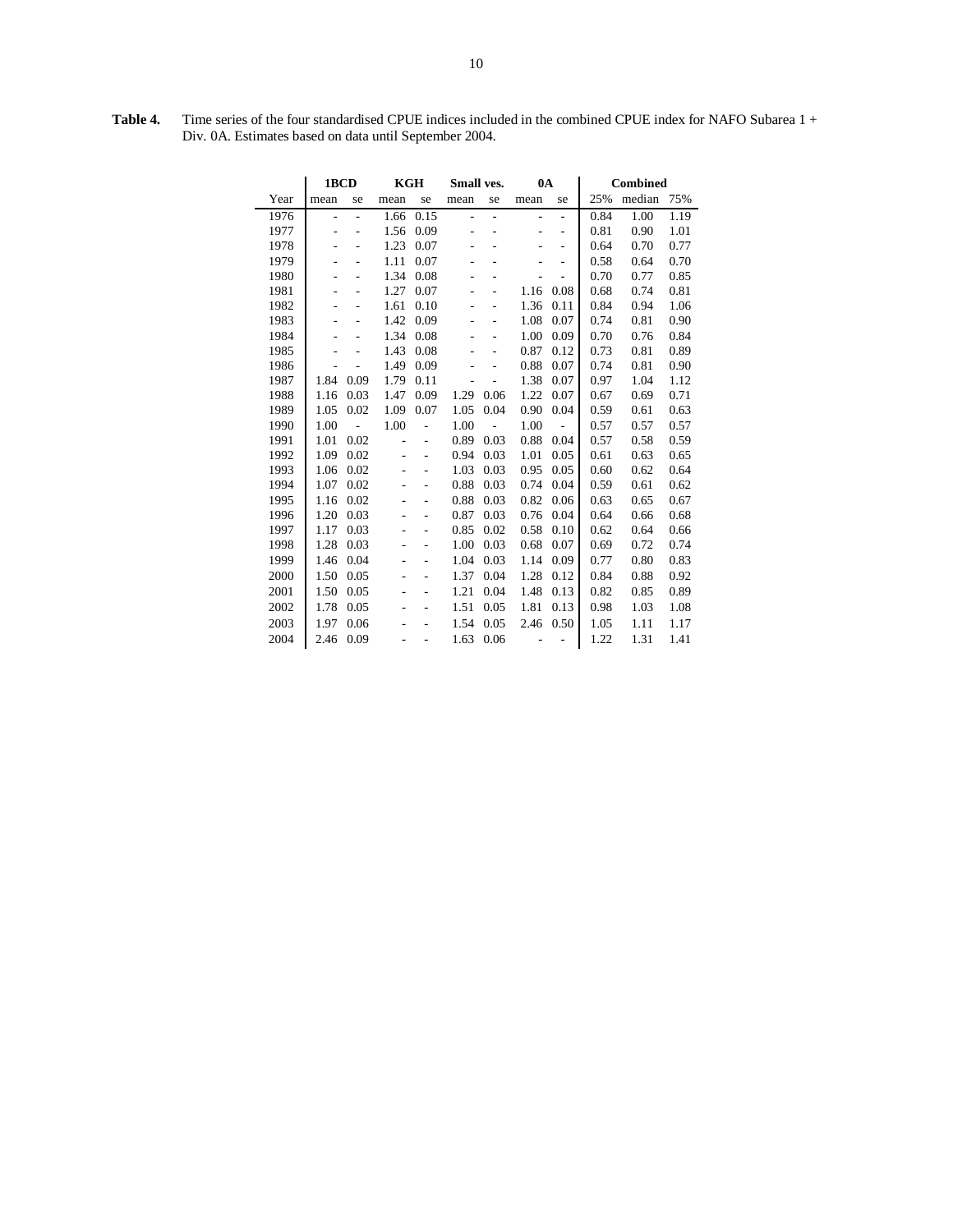**Table 4.** Time series of the four standardised CPUE indices included in the combined CPUE index for NAFO Subarea 1 + Div. 0A. Estimates based on data until September 2004.

| | 1BCD | | KGH | | Small ves. | | 0A | | Combined | | |
|---|---|---|---|---|---|---|---|---|---|---|---|
| Year | mean | se | mean | se | mean | se | mean | se | 25% | median | 75% |
| 1976 | - | - | 1.66 | 0.15 | - | - | - | - | 0.84 | 1.00 | 1.19 |
| 1977 | - | - | 1.56 | 0.09 | - | - | - | - | 0.81 | 0.90 | 1.01 |
| 1978 | - | - | 1.23 | 0.07 | - | - | - | - | 0.64 | 0.70 | 0.77 |
| 1979 | - | - | 1.11 | 0.07 | - | - | - | - | 0.58 | 0.64 | 0.70 |
| 1980 | - | - | 1.34 | 0.08 | - | - | - | - | 0.70 | 0.77 | 0.85 |
| 1981 | - | - | 1.27 | 0.07 | - | - | 1.16 | 0.08 | 0.68 | 0.74 | 0.81 |
| 1982 | - | - | 1.61 | 0.10 | - | - | 1.36 | 0.11 | 0.84 | 0.94 | 1.06 |
| 1983 | - | - | 1.42 | 0.09 | - | - | 1.08 | 0.07 | 0.74 | 0.81 | 0.90 |
| 1984 | - | - | 1.34 | 0.08 | - | - | 1.00 | 0.09 | 0.70 | 0.76 | 0.84 |
| 1985 | - | - | 1.43 | 0.08 | - | - | 0.87 | 0.12 | 0.73 | 0.81 | 0.89 |
| 1986 | - | - | 1.49 | 0.09 | - | - | 0.88 | 0.07 | 0.74 | 0.81 | 0.90 |
| 1987 | 1.84 | 0.09 | 1.79 | 0.11 | - | - | 1.38 | 0.07 | 0.97 | 1.04 | 1.12 |
| 1988 | 1.16 | 0.03 | 1.47 | 0.09 | 1.29 | 0.06 | 1.22 | 0.07 | 0.67 | 0.69 | 0.71 |
| 1989 | 1.05 | 0.02 | 1.09 | 0.07 | 1.05 | 0.04 | 0.90 | 0.04 | 0.59 | 0.61 | 0.63 |
| 1990 | 1.00 | - | 1.00 | - | 1.00 | - | 1.00 | - | 0.57 | 0.57 | 0.57 |
| 1991 | 1.01 | 0.02 | - | - | 0.89 | 0.03 | 0.88 | 0.04 | 0.57 | 0.58 | 0.59 |
| 1992 | 1.09 | 0.02 | - | - | 0.94 | 0.03 | 1.01 | 0.05 | 0.61 | 0.63 | 0.65 |
| 1993 | 1.06 | 0.02 | - | - | 1.03 | 0.03 | 0.95 | 0.05 | 0.60 | 0.62 | 0.64 |
| 1994 | 1.07 | 0.02 | - | - | 0.88 | 0.03 | 0.74 | 0.04 | 0.59 | 0.61 | 0.62 |
| 1995 | 1.16 | 0.02 | - | - | 0.88 | 0.03 | 0.82 | 0.06 | 0.63 | 0.65 | 0.67 |
| 1996 | 1.20 | 0.03 | - | - | 0.87 | 0.03 | 0.76 | 0.04 | 0.64 | 0.66 | 0.68 |
| 1997 | 1.17 | 0.03 | - | - | 0.85 | 0.02 | 0.58 | 0.10 | 0.62 | 0.64 | 0.66 |
| 1998 | 1.28 | 0.03 | - | - | 1.00 | 0.03 | 0.68 | 0.07 | 0.69 | 0.72 | 0.74 |
| 1999 | 1.46 | 0.04 | - | - | 1.04 | 0.03 | 1.14 | 0.09 | 0.77 | 0.80 | 0.83 |
| 2000 | 1.50 | 0.05 | - | - | 1.37 | 0.04 | 1.28 | 0.12 | 0.84 | 0.88 | 0.92 |
| 2001 | 1.50 | 0.05 | - | - | 1.21 | 0.04 | 1.48 | 0.13 | 0.82 | 0.85 | 0.89 |
| 2002 | 1.78 | 0.05 | - | - | 1.51 | 0.05 | 1.81 | 0.13 | 0.98 | 1.03 | 1.08 |
| 2003 | 1.97 | 0.06 | - | - | 1.54 | 0.05 | 2.46 | 0.50 | 1.05 | 1.11 | 1.17 |
| 2004 | 2.46 | 0.09 | - | - | 1.63 | 0.06 | - | - | 1.22 | 1.31 | 1.41 |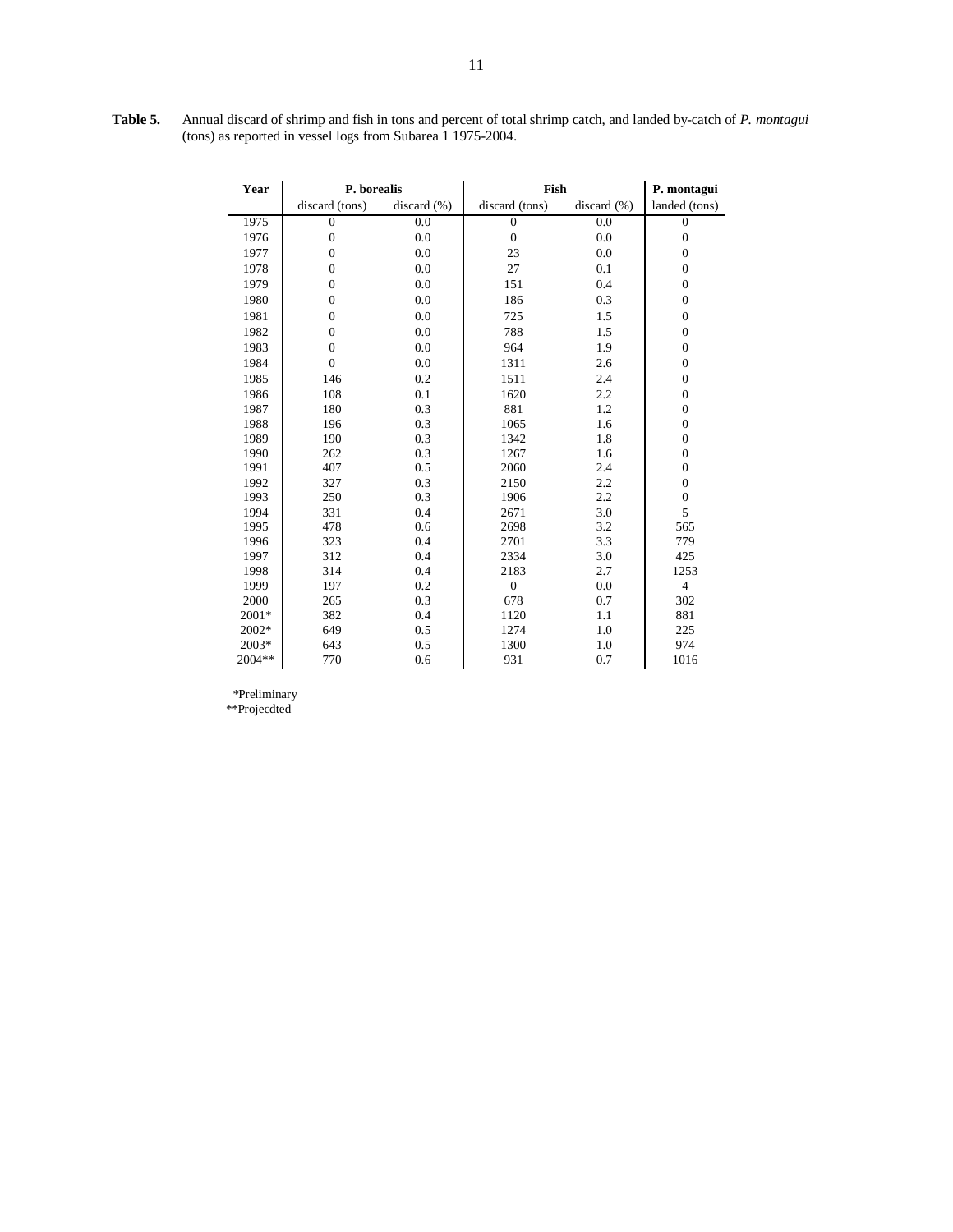**Table 5.** Annual discard of shrimp and fish in tons and percent of total shrimp catch, and landed by-catch of *P. montagui* (tons) as reported in vessel logs from Subarea 1 1975-2004.

| Year | P. borealis | | Fish | | P. montagui |
|---|---|---|---|---|---|
| | discard (tons) | discard (%) | discard (tons) | discard (%) | landed (tons) |
| 1975 | 0 | 0.0 | 0 | 0.0 | 0 |
| 1976 | 0 | 0.0 | 0 | 0.0 | 0 |
| 1977 | 0 | 0.0 | 23 | 0.0 | 0 |
| 1978 | 0 | 0.0 | 27 | 0.1 | 0 |
| 1979 | 0 | 0.0 | 151 | 0.4 | 0 |
| 1980 | 0 | 0.0 | 186 | 0.3 | 0 |
| 1981 | 0 | 0.0 | 725 | 1.5 | 0 |
| 1982 | 0 | 0.0 | 788 | 1.5 | 0 |
| 1983 | 0 | 0.0 | 964 | 1.9 | 0 |
| 1984 | 0 | 0.0 | 1311 | 2.6 | 0 |
| 1985 | 146 | 0.2 | 1511 | 2.4 | 0 |
| 1986 | 108 | 0.1 | 1620 | 2.2 | 0 |
| 1987 | 180 | 0.3 | 881 | 1.2 | 0 |
| 1988 | 196 | 0.3 | 1065 | 1.6 | 0 |
| 1989 | 190 | 0.3 | 1342 | 1.8 | 0 |
| 1990 | 262 | 0.3 | 1267 | 1.6 | 0 |
| 1991 | 407 | 0.5 | 2060 | 2.4 | 0 |
| 1992 | 327 | 0.3 | 2150 | 2.2 | 0 |
| 1993 | 250 | 0.3 | 1906 | 2.2 | 0 |
| 1994 | 331 | 0.4 | 2671 | 3.0 | 5 |
| 1995 | 478 | 0.6 | 2698 | 3.2 | 565 |
| 1996 | 323 | 0.4 | 2701 | 3.3 | 779 |
| 1997 | 312 | 0.4 | 2334 | 3.0 | 425 |
| 1998 | 314 | 0.4 | 2183 | 2.7 | 1253 |
| 1999 | 197 | 0.2 | 0 | 0.0 | 4 |
| 2000 | 265 | 0.3 | 678 | 0.7 | 302 |
| 2001* | 382 | 0.4 | 1120 | 1.1 | 881 |
| 2002* | 649 | 0.5 | 1274 | 1.0 | 225 |
| 2003* | 643 | 0.5 | 1300 | 1.0 | 974 |
| 2004** | 770 | 0.6 | 931 | 0.7 | 1016 |

*Preliminary
**Projecdted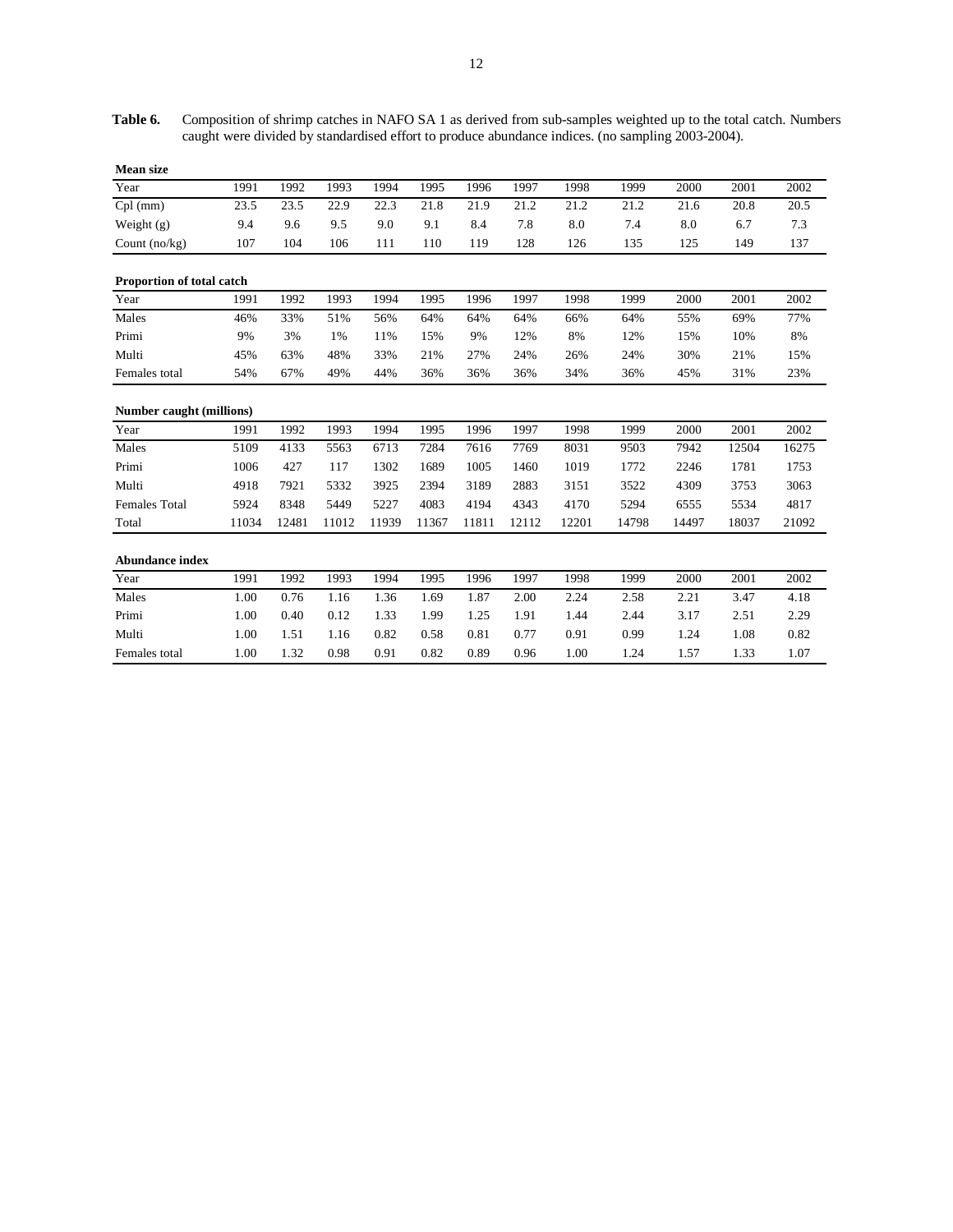**Table 6.** Composition of shrimp catches in NAFO SA 1 as derived from sub-samples weighted up to the total catch. Numbers caught were divided by standardised effort to produce abundance indices. (no sampling 2003-2004).

**Mean size**

| Year | 1991 | 1992 | 1993 | 1994 | 1995 | 1996 | 1997 | 1998 | 1999 | 2000 | 2001 | 2002 |
|---|---|---|---|---|---|---|---|---|---|---|---|---|
| Cpl (mm) | 23.5 | 23.5 | 22.9 | 22.3 | 21.8 | 21.9 | 21.2 | 21.2 | 21.2 | 21.6 | 20.8 | 20.5 |
| Weight (g) | 9.4 | 9.6 | 9.5 | 9.0 | 9.1 | 8.4 | 7.8 | 8.0 | 7.4 | 8.0 | 6.7 | 7.3 |
| Count (no/kg) | 107 | 104 | 106 | 111 | 110 | 119 | 128 | 126 | 135 | 125 | 149 | 137 |

**Proportion of total catch**

| Year | 1991 | 1992 | 1993 | 1994 | 1995 | 1996 | 1997 | 1998 | 1999 | 2000 | 2001 | 2002 |
|---|---|---|---|---|---|---|---|---|---|---|---|---|
| Males | 46% | 33% | 51% | 56% | 64% | 64% | 64% | 66% | 64% | 55% | 69% | 77% |
| Primi | 9% | 3% | 1% | 11% | 15% | 9% | 12% | 8% | 12% | 15% | 10% | 8% |
| Multi | 45% | 63% | 48% | 33% | 21% | 27% | 24% | 26% | 24% | 30% | 21% | 15% |
| Females total | 54% | 67% | 49% | 44% | 36% | 36% | 36% | 34% | 36% | 45% | 31% | 23% |

**Number caught (millions)**

| Year | 1991 | 1992 | 1993 | 1994 | 1995 | 1996 | 1997 | 1998 | 1999 | 2000 | 2001 | 2002 |
|---|---|---|---|---|---|---|---|---|---|---|---|---|
| Males | 5109 | 4133 | 5563 | 6713 | 7284 | 7616 | 7769 | 8031 | 9503 | 7942 | 12504 | 16275 |
| Primi | 1006 | 427 | 117 | 1302 | 1689 | 1005 | 1460 | 1019 | 1772 | 2246 | 1781 | 1753 |
| Multi | 4918 | 7921 | 5332 | 3925 | 2394 | 3189 | 2883 | 3151 | 3522 | 4309 | 3753 | 3063 |
| Females Total | 5924 | 8348 | 5449 | 5227 | 4083 | 4194 | 4343 | 4170 | 5294 | 6555 | 5534 | 4817 |
| Total | 11034 | 12481 | 11012 | 11939 | 11367 | 11811 | 12112 | 12201 | 14798 | 14497 | 18037 | 21092 |

**Abundance index**

| Year | 1991 | 1992 | 1993 | 1994 | 1995 | 1996 | 1997 | 1998 | 1999 | 2000 | 2001 | 2002 |
|---|---|---|---|---|---|---|---|---|---|---|---|---|
| Males | 1.00 | 0.76 | 1.16 | 1.36 | 1.69 | 1.87 | 2.00 | 2.24 | 2.58 | 2.21 | 3.47 | 4.18 |
| Primi | 1.00 | 0.40 | 0.12 | 1.33 | 1.99 | 1.25 | 1.91 | 1.44 | 2.44 | 3.17 | 2.51 | 2.29 |
| Multi | 1.00 | 1.51 | 1.16 | 0.82 | 0.58 | 0.81 | 0.77 | 0.91 | 0.99 | 1.24 | 1.08 | 0.82 |
| Females total | 1.00 | 1.32 | 0.98 | 0.91 | 0.82 | 0.89 | 0.96 | 1.00 | 1.24 | 1.57 | 1.33 | 1.07 |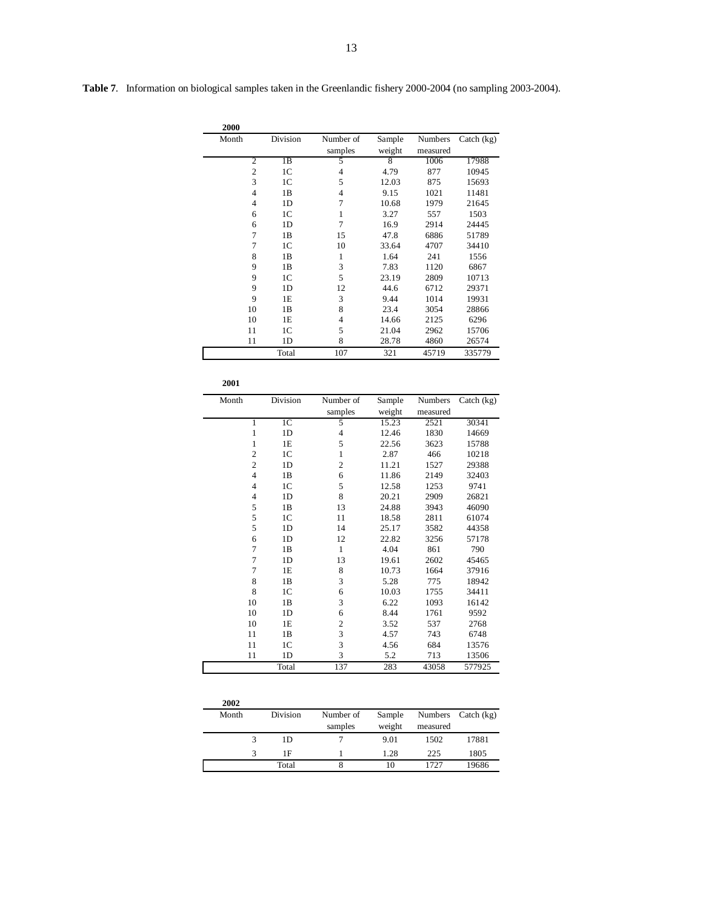**Table 7**. Information on biological samples taken in the Greenlandic fishery 2000-2004 (no sampling 2003-2004).

**2000**

| Month | Division | Number of samples | Sample weight | Numbers measured | Catch (kg) |
|---|---|---|---|---|---|
| 2 | 1B | 5 | 8 | 1006 | 17988 |
| 2 | 1C | 4 | 4.79 | 877 | 10945 |
| 3 | 1C | 5 | 12.03 | 875 | 15693 |
| 4 | 1B | 4 | 9.15 | 1021 | 11481 |
| 4 | 1D | 7 | 10.68 | 1979 | 21645 |
| 6 | 1C | 1 | 3.27 | 557 | 1503 |
| 6 | 1D | 7 | 16.9 | 2914 | 24445 |
| 7 | 1B | 15 | 47.8 | 6886 | 51789 |
| 7 | 1C | 10 | 33.64 | 4707 | 34410 |
| 8 | 1B | 1 | 1.64 | 241 | 1556 |
| 9 | 1B | 3 | 7.83 | 1120 | 6867 |
| 9 | 1C | 5 | 23.19 | 2809 | 10713 |
| 9 | 1D | 12 | 44.6 | 6712 | 29371 |
| 9 | 1E | 3 | 9.44 | 1014 | 19931 |
| 10 | 1B | 8 | 23.4 | 3054 | 28866 |
| 10 | 1E | 4 | 14.66 | 2125 | 6296 |
| 11 | 1C | 5 | 21.04 | 2962 | 15706 |
| 11 | 1D | 8 | 28.78 | 4860 | 26574 |
| | Total | 107 | 321 | 45719 | 335779 |

**2001**

| Month | Division | Number of samples | Sample weight | Numbers measured | Catch (kg) |
|---|---|---|---|---|---|
| 1 | 1C | 5 | 15.23 | 2521 | 30341 |
| 1 | 1D | 4 | 12.46 | 1830 | 14669 |
| 1 | 1E | 5 | 22.56 | 3623 | 15788 |
| 2 | 1C | 1 | 2.87 | 466 | 10218 |
| 2 | 1D | 2 | 11.21 | 1527 | 29388 |
| 4 | 1B | 6 | 11.86 | 2149 | 32403 |
| 4 | 1C | 5 | 12.58 | 1253 | 9741 |
| 4 | 1D | 8 | 20.21 | 2909 | 26821 |
| 5 | 1B | 13 | 24.88 | 3943 | 46090 |
| 5 | 1C | 11 | 18.58 | 2811 | 61074 |
| 5 | 1D | 14 | 25.17 | 3582 | 44358 |
| 6 | 1D | 12 | 22.82 | 3256 | 57178 |
| 7 | 1B | 1 | 4.04 | 861 | 790 |
| 7 | 1D | 13 | 19.61 | 2602 | 45465 |
| 7 | 1E | 8 | 10.73 | 1664 | 37916 |
| 8 | 1B | 3 | 5.28 | 775 | 18942 |
| 8 | 1C | 6 | 10.03 | 1755 | 34411 |
| 10 | 1B | 3 | 6.22 | 1093 | 16142 |
| 10 | 1D | 6 | 8.44 | 1761 | 9592 |
| 10 | 1E | 2 | 3.52 | 537 | 2768 |
| 11 | 1B | 3 | 4.57 | 743 | 6748 |
| 11 | 1C | 3 | 4.56 | 684 | 13576 |
| 11 | 1D | 3 | 5.2 | 713 | 13506 |
| | Total | 137 | 283 | 43058 | 577925 |

**2002**

| Month | Division | Number of samples | Sample weight | Numbers measured | Catch (kg) |
|---|---|---|---|---|---|
| 3 | 1D | 7 | 9.01 | 1502 | 17881 |
| 3 | 1F | 1 | 1.28 | 225 | 1805 |
| | Total | 8 | 10 | 1727 | 19686 |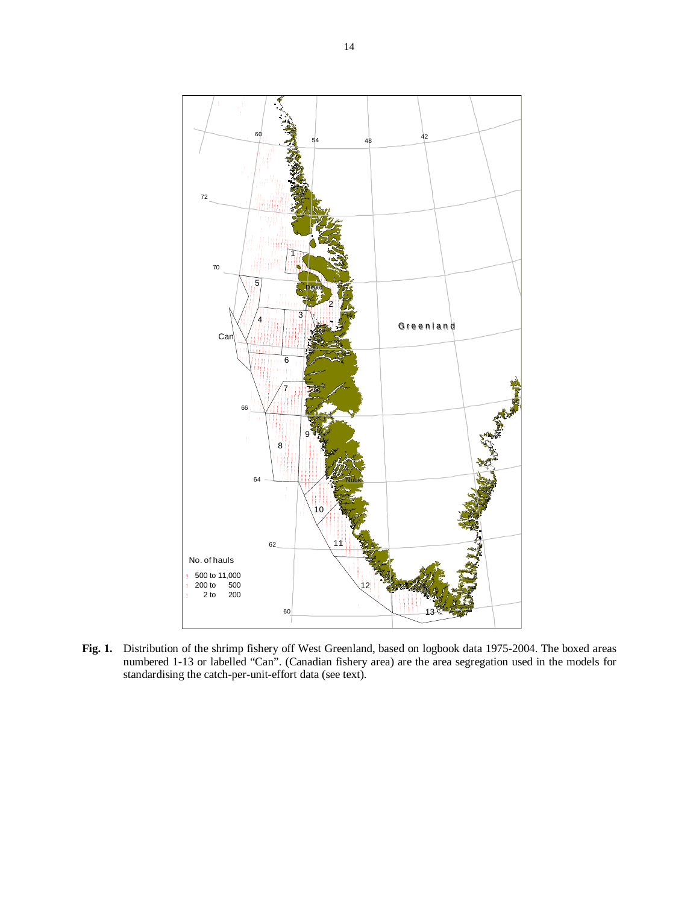**Fig. 1.** Distribution of the shrimp fishery off West Greenland, based on logbook data 1975-2004. The boxed areas numbered 1-13 or labelled "Can". (Canadian fishery area) are the area segregation used in the models for standardising the catch-per-unit-effort data (see text).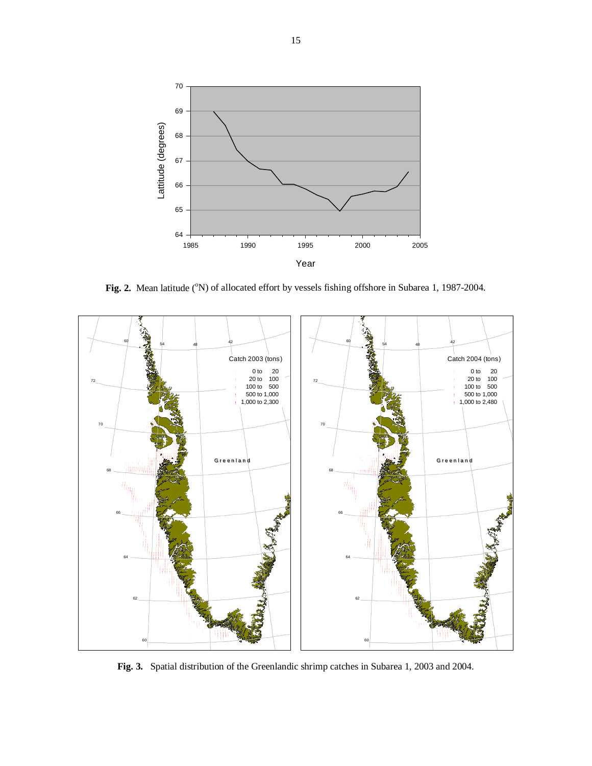**Fig. 2.** Mean latitude ($^{o}$N) of allocated effort by vessels fishing offshore in Subarea 1, 1987-2004.

**Fig. 3.** Spatial distribution of the Greenlandic shrimp catches in Subarea 1, 2003 and 2004.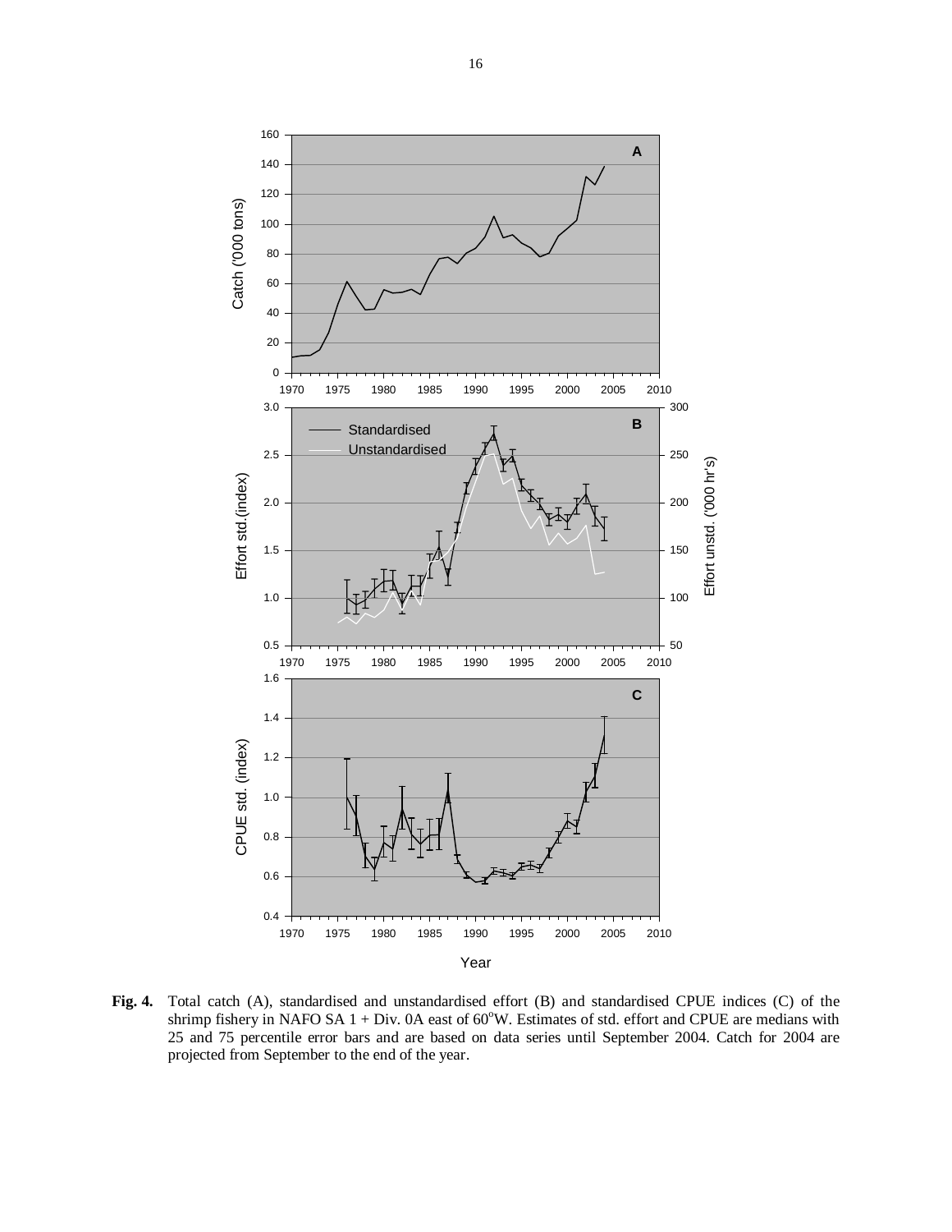**Fig. 4.** Total catch (A), standardised and unstandardised effort (B) and standardised CPUE indices (C) of the shrimp fishery in NAFO SA 1 + Div. 0A east of 60°W. Estimates of std. effort and CPUE are medians with 25 and 75 percentile error bars and are based on data series until September 2004. Catch for 2004 are projected from September to the end of the year.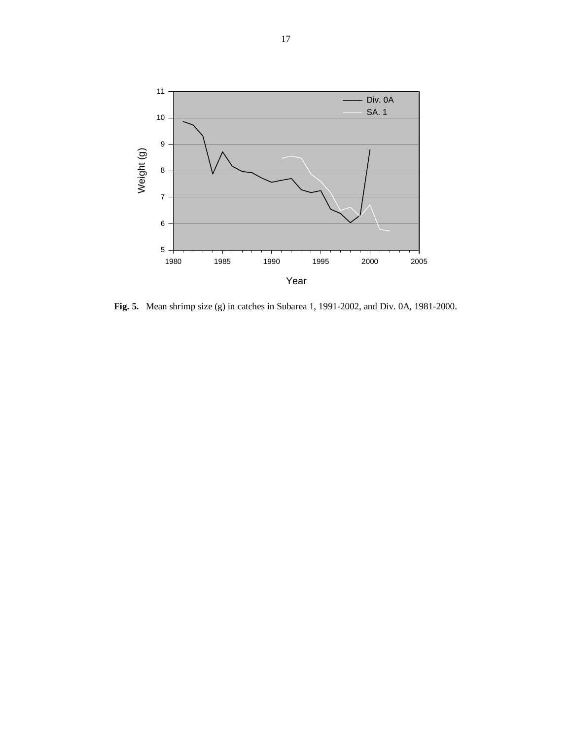**Fig. 5.** Mean shrimp size (g) in catches in Subarea 1, 1991-2002, and Div. 0A, 1981-2000.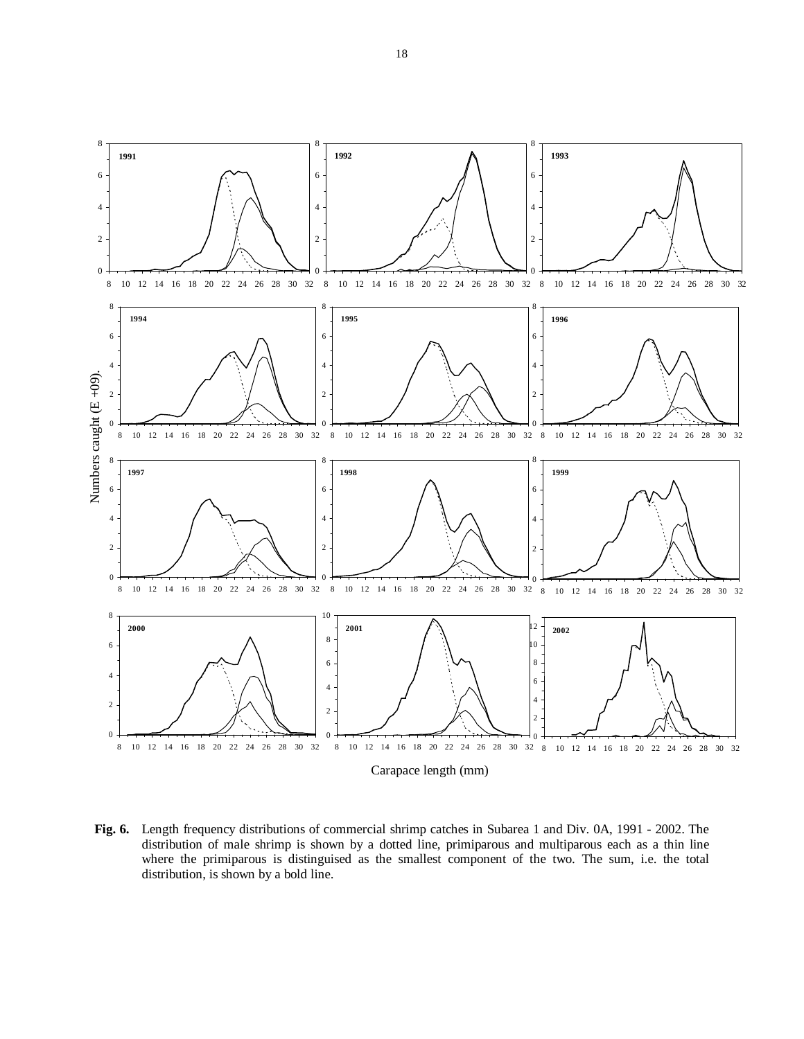**Fig. 6.** Length frequency distributions of commercial shrimp catches in Subarea 1 and Div. 0A, 1991 - 2002. The distribution of male shrimp is shown by a dotted line, primiparous and multiparous each as a thin line where the primiparous is distinguised as the smallest component of the two. The sum, i.e. the total distribution, is shown by a bold line.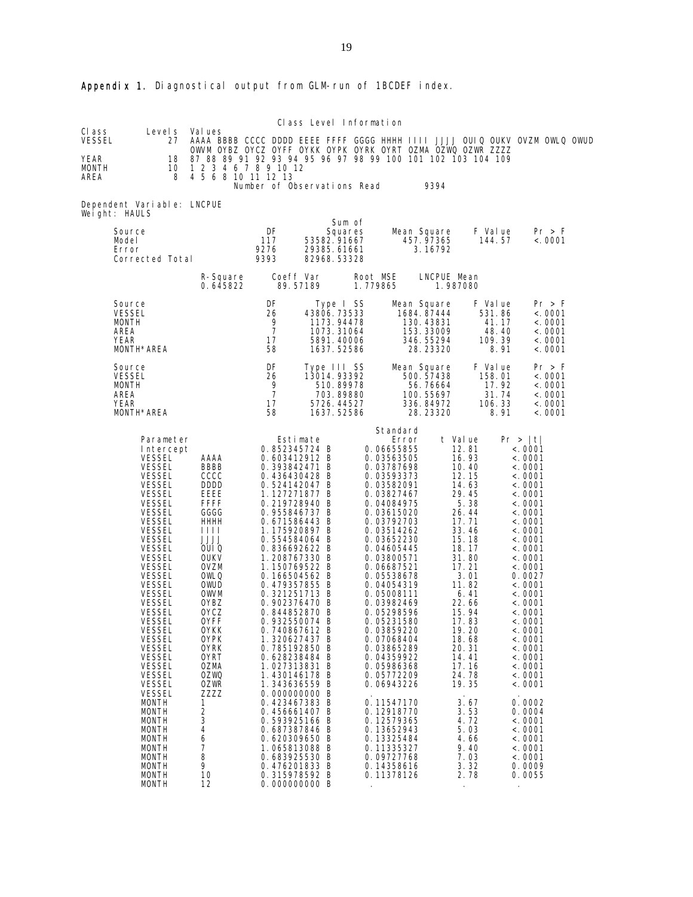**Appendix 1.** Diagnostical output from GLM-run of 1BCDEF index.

Class Level Information

| Class | Levels | Values |
|---|---|---|
| VESSEL | 27 | AAAA BBBB CCCC DDDD EEEE FFFF GGGG HHHH IIII JJJJ OUIQ OUKV OVZM OWLQ OWUD OWVM OYBZ OYCZ OYFF OYKK OYPK OYRK OYRT OZMA OZWQ OZWR ZZZZ |
| YEAR | 18 | 87 88 89 91 92 93 94 95 96 97 98 99 100 101 102 103 104 109 |
| MONTH | 10 | 1 2 3 4 6 7 8 9 10 12 |
| AREA | 8 | 4 5 6 8 10 11 12 13 |

Number of Observations Read 9394

Dependent Variable: LNCPUE
Weight: HAULS

| Source | DF | Sum of Squares | Mean Square | F Value | Pr > F |
|---|---|---|---|---|---|
| Model | 117 | 53582.91667 | 457.97365 | 144.57 | <.0001 |
| Error | 9276 | 29385.61661 | 3.16792 | | |
| Corrected Total | 9393 | 82968.53328 | | | |

| R-Square | Coeff Var | Root MSE | LNCPUE Mean |
|---|---|---|---|
| 0.645822 | 89.57189 | 1.779865 | 1.987080 |

| Source | DF | Type I SS | Mean Square | F Value | Pr > F |
|---|---|---|---|---|---|
| VESSEL | 26 | 43806.73533 | 1684.87444 | 531.86 | <.0001 |
| MONTH | 9 | 1173.94478 | 130.43831 | 41.17 | <.0001 |
| AREA | 7 | 1073.31064 | 153.33009 | 48.40 | <.0001 |
| YEAR | 17 | 5891.40006 | 346.55294 | 109.39 | <.0001 |
| MONTH*AREA | 58 | 1637.52586 | 28.23320 | 8.91 | <.0001 |

| Source | DF | Type III SS | Mean Square | F Value | Pr > F |
|---|---|---|---|---|---|
| VESSEL | 26 | 13014.93392 | 500.57438 | 158.01 | <.0001 |
| MONTH | 9 | 510.89978 | 56.76664 | 17.92 | <.0001 |
| AREA | 7 | 703.89880 | 100.55697 | 31.74 | <.0001 |
| YEAR | 17 | 5726.44527 | 336.84972 | 106.33 | <.0001 |
| MONTH*AREA | 58 | 1637.52586 | 28.23320 | 8.91 | <.0001 |

| Parameter | | Estimate | | Standard Error | t Value | Pr > \|t\| |
|---|---|---|---|---|---|---|
| Intercept | | 0.852345724 | B | 0.06655855 | 12.81 | <.0001 |
| VESSEL | AAAA | 0.603412912 | B | 0.03563505 | 16.93 | <.0001 |
| VESSEL | BBBB | 0.393842471 | B | 0.03787698 | 10.40 | <.0001 |
| VESSEL | CCCC | 0.436430428 | B | 0.03593373 | 12.15 | <.0001 |
| VESSEL | DDDD | 0.524142047 | B | 0.03582091 | 14.63 | <.0001 |
| VESSEL | EEEE | 1.127271877 | B | 0.03827467 | 29.45 | <.0001 |
| VESSEL | FFFF | 0.219728940 | B | 0.04084975 | 5.38 | <.0001 |
| VESSEL | GGGG | 0.955846737 | B | 0.03615020 | 26.44 | <.0001 |
| VESSEL | HHHH | 0.671586443 | B | 0.03792703 | 17.71 | <.0001 |
| VESSEL | IIII | 1.175920897 | B | 0.03514262 | 33.46 | <.0001 |
| VESSEL | JJJJ | 0.554584064 | B | 0.03652230 | 15.18 | <.0001 |
| VESSEL | OUIQ | 0.836692622 | B | 0.04605445 | 18.17 | <.0001 |
| VESSEL | OUKV | 1.208767330 | B | 0.03800571 | 31.80 | <.0001 |
| VESSEL | OVZM | 1.150769522 | B | 0.06687521 | 17.21 | <.0001 |
| VESSEL | OWLQ | 0.166504562 | B | 0.05538678 | 3.01 | 0.0027 |
| VESSEL | OWUD | 0.479357855 | B | 0.04054319 | 11.82 | <.0001 |
| VESSEL | OWVM | 0.321251713 | B | 0.05008111 | 6.41 | <.0001 |
| VESSEL | OYBZ | 0.902376470 | B | 0.03982469 | 22.66 | <.0001 |
| VESSEL | OYCZ | 0.844852870 | B | 0.05298596 | 15.94 | <.0001 |
| VESSEL | OYFF | 0.932550074 | B | 0.05231580 | 17.83 | <.0001 |
| VESSEL | OYKK | 0.740867612 | B | 0.03859220 | 19.20 | <.0001 |
| VESSEL | OYPK | 1.320627437 | B | 0.07068404 | 18.68 | <.0001 |
| VESSEL | OYRK | 0.785192850 | B | 0.03865289 | 20.31 | <.0001 |
| VESSEL | OYRT | 0.628238484 | B | 0.04359922 | 14.41 | <.0001 |
| VESSEL | OZMA | 1.027313831 | B | 0.05986368 | 17.16 | <.0001 |
| VESSEL | OZWQ | 1.430146178 | B | 0.05772209 | 24.78 | <.0001 |
| VESSEL | OZWR | 1.343636559 | B | 0.06943226 | 19.35 | <.0001 |
| VESSEL | ZZZZ | 0.000000000 | B | . | . | . |
| MONTH | 1 | 0.423467383 | B | 0.11547170 | 3.67 | 0.0002 |
| MONTH | 2 | 0.456661407 | B | 0.12918770 | 3.53 | 0.0004 |
| MONTH | 3 | 0.593925166 | B | 0.12579365 | 4.72 | <.0001 |
| MONTH | 4 | 0.687387846 | B | 0.13652943 | 5.03 | <.0001 |
| MONTH | 6 | 0.620309650 | B | 0.13325484 | 4.66 | <.0001 |
| MONTH | 7 | 1.065813088 | B | 0.11335327 | 9.40 | <.0001 |
| MONTH | 8 | 0.683925530 | B | 0.09727768 | 7.03 | <.0001 |
| MONTH | 9 | 0.476201833 | B | 0.14358616 | 3.32 | 0.0009 |
| MONTH | 10 | 0.315978592 | B | 0.11378126 | 2.78 | 0.0055 |
| MONTH | 12 | 0.000000000 | B | . | . | . |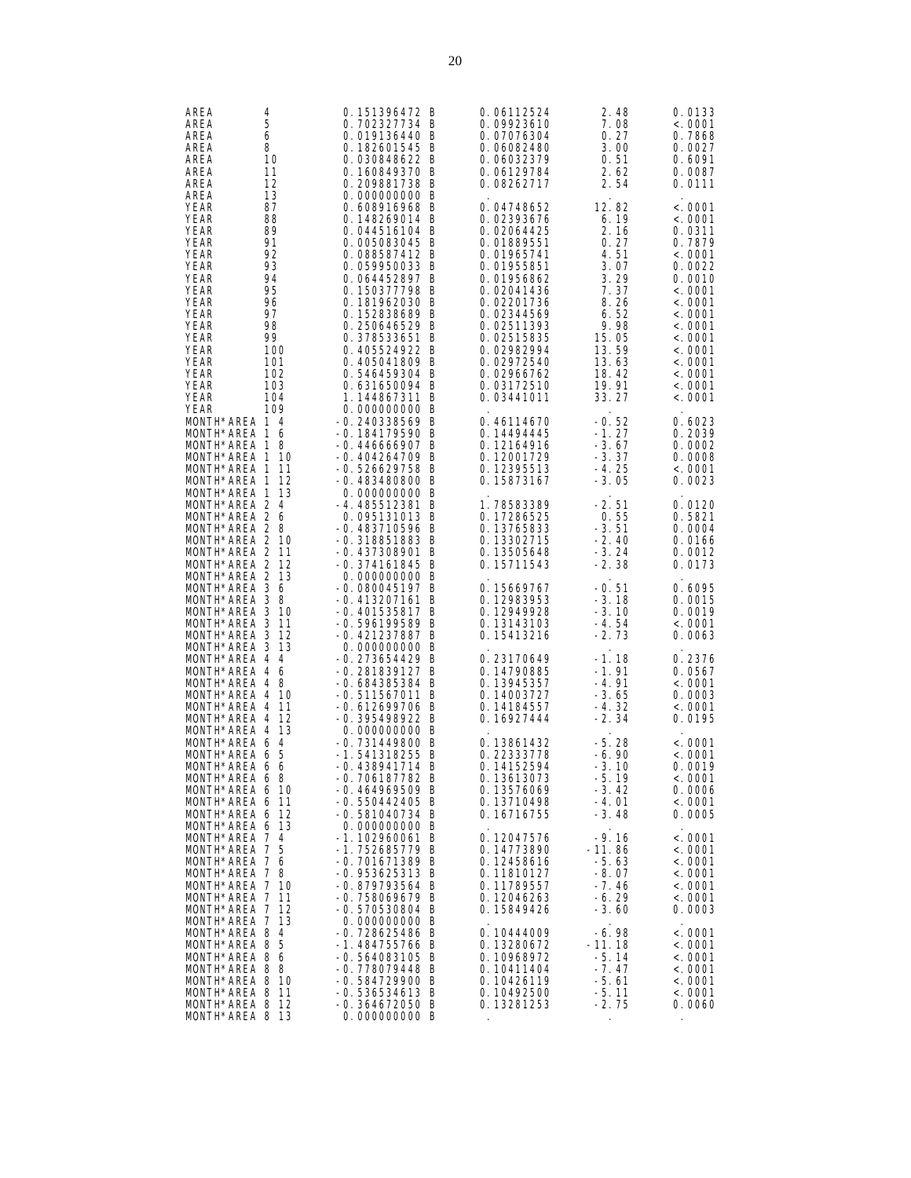| | | | | | |
|---|---|---|---|---|---|
| AREA | 4 | 0.151396472 B | 0.06112524 | 2.48 | 0.0133 |
| AREA | 5 | 0.702327734 B | 0.09923610 | 7.08 | <.0001 |
| AREA | 6 | 0.019136440 B | 0.07076304 | 0.27 | 0.7868 |
| AREA | 8 | 0.182601545 B | 0.06082480 | 3.00 | 0.0027 |
| AREA | 10 | 0.030848622 B | 0.06032379 | 0.51 | 0.6091 |
| AREA | 11 | 0.160849370 B | 0.06129784 | 2.62 | 0.0087 |
| AREA | 12 | 0.209881738 B | 0.08262717 | 2.54 | 0.0111 |
| AREA | 13 | 0.000000000 B | . | . | . |
| YEAR | 87 | 0.608916968 B | 0.04748652 | 12.82 | <.0001 |
| YEAR | 88 | 0.148269014 B | 0.02393676 | 6.19 | <.0001 |
| YEAR | 89 | 0.044516104 B | 0.02064425 | 2.16 | 0.0311 |
| YEAR | 91 | 0.005083045 B | 0.01889551 | 0.27 | 0.7879 |
| YEAR | 92 | 0.088587412 B | 0.01965741 | 4.51 | <.0001 |
| YEAR | 93 | 0.059950033 B | 0.01955851 | 3.07 | 0.0022 |
| YEAR | 94 | 0.064452897 B | 0.01956862 | 3.29 | 0.0010 |
| YEAR | 95 | 0.150377798 B | 0.02041436 | 7.37 | <.0001 |
| YEAR | 96 | 0.181962030 B | 0.02201736 | 8.26 | <.0001 |
| YEAR | 97 | 0.152838689 B | 0.02344569 | 6.52 | <.0001 |
| YEAR | 98 | 0.250646529 B | 0.02511393 | 9.98 | <.0001 |
| YEAR | 99 | 0.378533651 B | 0.02515835 | 15.05 | <.0001 |
| YEAR | 100 | 0.405524922 B | 0.02982994 | 13.59 | <.0001 |
| YEAR | 101 | 0.405041809 B | 0.02972540 | 13.63 | <.0001 |
| YEAR | 102 | 0.546459304 B | 0.02966762 | 18.42 | <.0001 |
| YEAR | 103 | 0.631650094 B | 0.03172510 | 19.91 | <.0001 |
| YEAR | 104 | 1.144867311 B | 0.03441011 | 33.27 | <.0001 |
| YEAR | 109 | 0.000000000 B | . | . | . |
| MONTH*AREA | 1 4 | -0.240338569 B | 0.46114670 | -0.52 | 0.6023 |
| MONTH*AREA | 1 6 | -0.184179590 B | 0.14494445 | -1.27 | 0.2039 |
| MONTH*AREA | 1 8 | -0.446666907 B | 0.12164916 | -3.67 | 0.0002 |
| MONTH*AREA | 1 10 | -0.404264709 B | 0.12001729 | -3.37 | 0.0008 |
| MONTH*AREA | 1 11 | -0.526629758 B | 0.12395513 | -4.25 | <.0001 |
| MONTH*AREA | 1 12 | -0.483480800 B | 0.15873167 | -3.05 | 0.0023 |
| MONTH*AREA | 1 13 | 0.000000000 B | . | . | . |
| MONTH*AREA | 2 4 | -4.485512381 B | 1.78583389 | -2.51 | 0.0120 |
| MONTH*AREA | 2 6 | 0.095131013 B | 0.17286525 | 0.55 | 0.5821 |
| MONTH*AREA | 2 8 | -0.483710596 B | 0.13765833 | -3.51 | 0.0004 |
| MONTH*AREA | 2 10 | -0.318851883 B | 0.13302715 | -2.40 | 0.0166 |
| MONTH*AREA | 2 11 | -0.437308901 B | 0.13505648 | -3.24 | 0.0012 |
| MONTH*AREA | 2 12 | -0.374161845 B | 0.15711543 | -2.38 | 0.0173 |
| MONTH*AREA | 2 13 | 0.000000000 B | . | . | . |
| MONTH*AREA | 3 6 | -0.080045197 B | 0.15669767 | -0.51 | 0.6095 |
| MONTH*AREA | 3 8 | -0.413207161 B | 0.12983953 | -3.18 | 0.0015 |
| MONTH*AREA | 3 10 | -0.401535817 B | 0.12949928 | -3.10 | 0.0019 |
| MONTH*AREA | 3 11 | -0.596199589 B | 0.13143103 | -4.54 | <.0001 |
| MONTH*AREA | 3 12 | -0.421237887 B | 0.15413216 | -2.73 | 0.0063 |
| MONTH*AREA | 3 13 | 0.000000000 B | . | . | . |
| MONTH*AREA | 4 4 | -0.273654429 B | 0.23170649 | -1.18 | 0.2376 |
| MONTH*AREA | 4 6 | -0.281839127 B | 0.14790885 | -1.91 | 0.0567 |
| MONTH*AREA | 4 8 | -0.684385384 B | 0.13945357 | -4.91 | <.0001 |
| MONTH*AREA | 4 10 | -0.511567011 B | 0.14003727 | -3.65 | 0.0003 |
| MONTH*AREA | 4 11 | -0.612699706 B | 0.14184557 | -4.32 | <.0001 |
| MONTH*AREA | 4 12 | -0.395498922 B | 0.16927444 | -2.34 | 0.0195 |
| MONTH*AREA | 4 13 | 0.000000000 B | . | . | . |
| MONTH*AREA | 6 4 | -0.731449800 B | 0.13861432 | -5.28 | <.0001 |
| MONTH*AREA | 6 5 | -1.541318255 B | 0.22333778 | -6.90 | <.0001 |
| MONTH*AREA | 6 6 | -0.438941714 B | 0.14152594 | -3.10 | 0.0019 |
| MONTH*AREA | 6 8 | -0.706187782 B | 0.13613073 | -5.19 | <.0001 |
| MONTH*AREA | 6 10 | -0.464969509 B | 0.13576069 | -3.42 | 0.0006 |
| MONTH*AREA | 6 11 | -0.550442405 B | 0.13710498 | -4.01 | <.0001 |
| MONTH*AREA | 6 12 | -0.581040734 B | 0.16716755 | -3.48 | 0.0005 |
| MONTH*AREA | 6 13 | 0.000000000 B | . | . | . |
| MONTH*AREA | 7 4 | -1.102960061 B | 0.12047576 | -9.16 | <.0001 |
| MONTH*AREA | 7 5 | -1.752685779 B | 0.14773890 | -11.86 | <.0001 |
| MONTH*AREA | 7 6 | -0.701671389 B | 0.12458616 | -5.63 | <.0001 |
| MONTH*AREA | 7 8 | -0.953625313 B | 0.11810127 | -8.07 | <.0001 |
| MONTH*AREA | 7 10 | -0.879793564 B | 0.11789557 | -7.46 | <.0001 |
| MONTH*AREA | 7 11 | -0.758069679 B | 0.12046263 | -6.29 | <.0001 |
| MONTH*AREA | 7 12 | -0.570530804 B | 0.15849426 | -3.60 | 0.0003 |
| MONTH*AREA | 7 13 | 0.000000000 B | . | . | . |
| MONTH*AREA | 8 4 | -0.728625486 B | 0.10444009 | -6.98 | <.0001 |
| MONTH*AREA | 8 5 | -1.484755766 B | 0.13280672 | -11.18 | <.0001 |
| MONTH*AREA | 8 6 | -0.564083105 B | 0.10968972 | -5.14 | <.0001 |
| MONTH*AREA | 8 8 | -0.778079448 B | 0.10411404 | -7.47 | <.0001 |
| MONTH*AREA | 8 10 | -0.584729900 B | 0.10426119 | -5.61 | <.0001 |
| MONTH*AREA | 8 11 | -0.536534613 B | 0.10492500 | -5.11 | <.0001 |
| MONTH*AREA | 8 12 | -0.364672050 B | 0.13281253 | -2.75 | 0.0060 |
| MONTH*AREA | 8 13 | 0.000000000 B | . | . | . |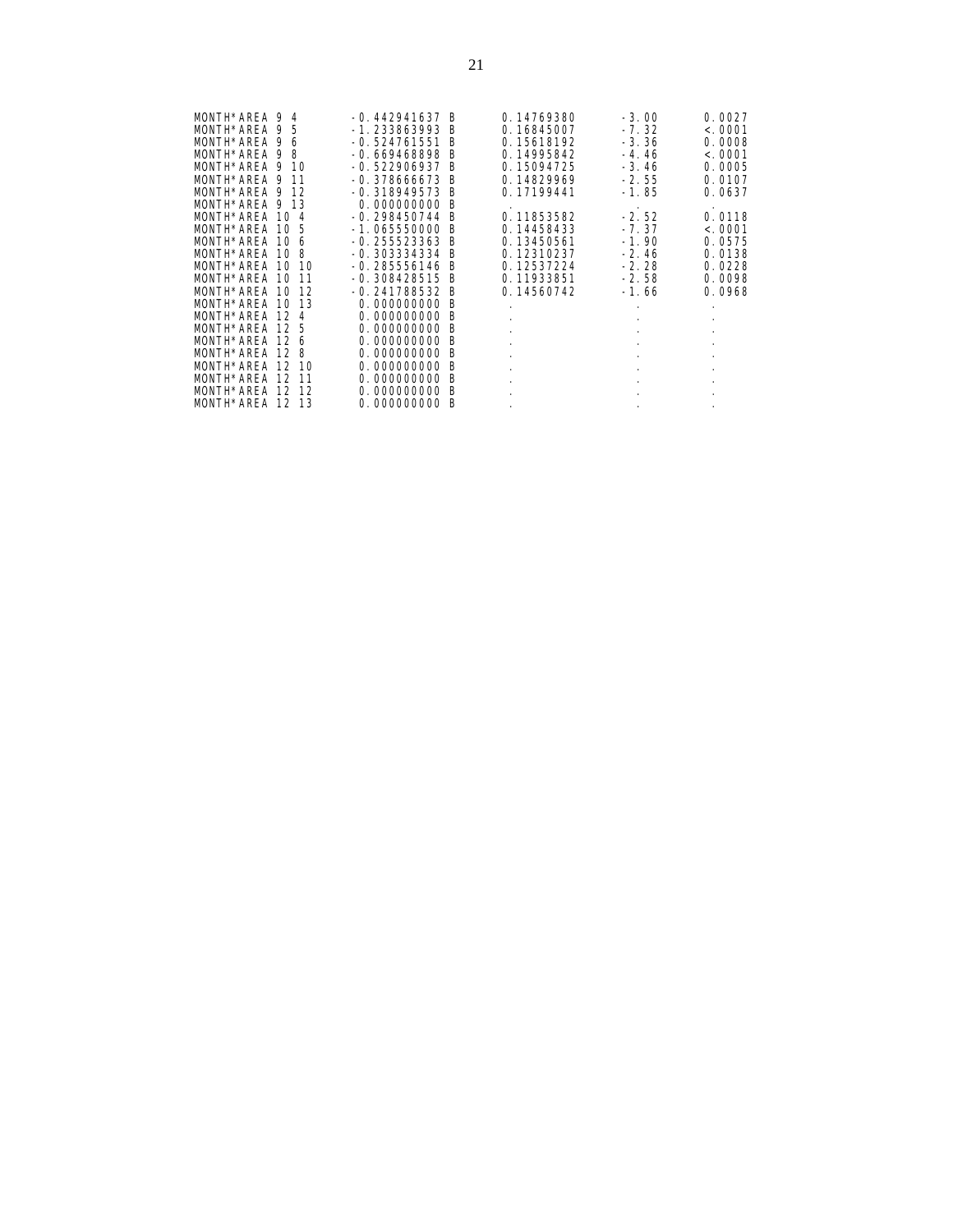```
MONTH*AREA 9 4        -0.442941637 B     0.14769380     -3.00     0.0027
MONTH*AREA 9 5        -1.233863993 B     0.16845007     -7.32     <.0001
MONTH*AREA 9 6        -0.524761551 B     0.15618192     -3.36     0.0008
MONTH*AREA 9 8        -0.669468898 B     0.14995842     -4.46     <.0001
MONTH*AREA 9 10       -0.522906937 B     0.15094725     -3.46     0.0005
MONTH*AREA 9 11       -0.378666673 B     0.14829969     -2.55     0.0107
MONTH*AREA 9 12       -0.318949573 B     0.17199441     -1.85     0.0637
MONTH*AREA 9 13        0.000000000 B      .               .         .
MONTH*AREA 10 4       -0.298450744 B     0.11853582     -2.52     0.0118
MONTH*AREA 10 5       -1.065550000 B     0.14458433     -7.37     <.0001
MONTH*AREA 10 6       -0.255523363 B     0.13450561     -1.90     0.0575
MONTH*AREA 10 8       -0.303334334 B     0.12310237     -2.46     0.0138
MONTH*AREA 10 10      -0.285556146 B     0.12537224     -2.28     0.0228
MONTH*AREA 10 11      -0.308428515 B     0.11933851     -2.58     0.0098
MONTH*AREA 10 12      -0.241788532 B     0.14560742     -1.66     0.0968
MONTH*AREA 10 13       0.000000000 B      .               .         .
MONTH*AREA 12 4        0.000000000 B      .               .         .
MONTH*AREA 12 5        0.000000000 B      .               .         .
MONTH*AREA 12 6        0.000000000 B      .               .         .
MONTH*AREA 12 8        0.000000000 B      .               .         .
MONTH*AREA 12 10       0.000000000 B      .               .         .
MONTH*AREA 12 11       0.000000000 B      .               .         .
MONTH*AREA 12 12       0.000000000 B      .               .         .
MONTH*AREA 12 13       0.000000000 B      .               .         .
```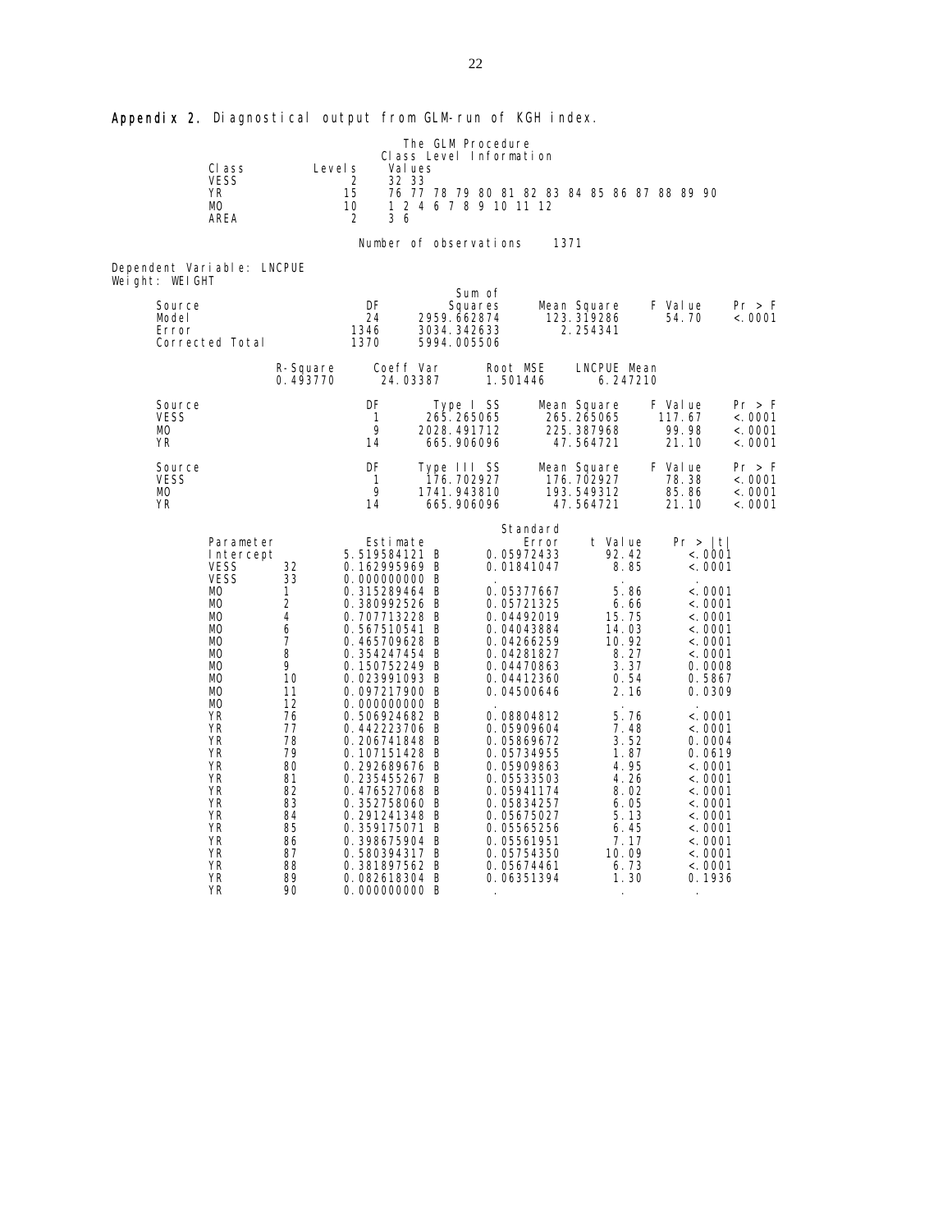**Appendix 2.** Diagnostical output from GLM-run of KGH index.

The GLM Procedure
Class Level Information

| Class | Levels | Values |
|---|---|---|
| VESS | 2 | 32 33 |
| YR | 15 | 76 77 78 79 80 81 82 83 84 85 86 87 88 89 90 |
| MO | 10 | 1 2 4 6 7 8 9 10 11 12 |
| AREA | 2 | 3 6 |

Number of observations 1371

Dependent Variable: LNCPUE
Weight: WEIGHT

| Source | DF | Sum of Squares | Mean Square | F Value | Pr > F |
|---|---|---|---|---|---|
| Model | 24 | 2959.662874 | 123.319286 | 54.70 | <.0001 |
| Error | 1346 | 3034.342633 | 2.254341 | | |
| Corrected Total | 1370 | 5994.005506 | | | |

| R-Square | Coeff Var | Root MSE | LNCPUE Mean |
|---|---|---|---|
| 0.493770 | 24.03387 | 1.501446 | 6.247210 |

| Source | DF | Type I SS | Mean Square | F Value | Pr > F |
|---|---|---|---|---|---|
| VESS | 1 | 265.265065 | 265.265065 | 117.67 | <.0001 |
| MO | 9 | 2028.491712 | 225.387968 | 99.98 | <.0001 |
| YR | 14 | 665.906096 | 47.564721 | 21.10 | <.0001 |

| Source | DF | Type III SS | Mean Square | F Value | Pr > F |
|---|---|---|---|---|---|
| VESS | 1 | 176.702927 | 176.702927 | 78.38 | <.0001 |
| MO | 9 | 1741.943810 | 193.549312 | 85.86 | <.0001 |
| YR | 14 | 665.906096 | 47.564721 | 21.10 | <.0001 |

| Parameter | | Estimate | | Standard Error | t Value | Pr > \|t\| |
|---|---|---|---|---|---|---|
| Intercept | | 5.519584121 | B | 0.05972433 | 92.42 | <.0001 |
| VESS | 32 | 0.162995969 | B | 0.01841047 | 8.85 | <.0001 |
| VESS | 33 | 0.000000000 | B | . | . | . |
| MO | 1 | 0.315289464 | B | 0.05377667 | 5.86 | <.0001 |
| MO | 2 | 0.380992526 | B | 0.05721325 | 6.66 | <.0001 |
| MO | 4 | 0.707713228 | B | 0.04492019 | 15.75 | <.0001 |
| MO | 6 | 0.567510541 | B | 0.04043884 | 14.03 | <.0001 |
| MO | 7 | 0.465709628 | B | 0.04266259 | 10.92 | <.0001 |
| MO | 8 | 0.354247454 | B | 0.04281827 | 8.27 | <.0001 |
| MO | 9 | 0.150752249 | B | 0.04470863 | 3.37 | 0.0008 |
| MO | 10 | 0.023991093 | B | 0.04412360 | 0.54 | 0.5867 |
| MO | 11 | 0.097217900 | B | 0.04500646 | 2.16 | 0.0309 |
| MO | 12 | 0.000000000 | B | . | . | . |
| YR | 76 | 0.506924682 | B | 0.08804812 | 5.76 | <.0001 |
| YR | 77 | 0.442223706 | B | 0.05909604 | 7.48 | <.0001 |
| YR | 78 | 0.206741848 | B | 0.05869672 | 3.52 | 0.0004 |
| YR | 79 | 0.107151428 | B | 0.05734955 | 1.87 | 0.0619 |
| YR | 80 | 0.292689676 | B | 0.05909863 | 4.95 | <.0001 |
| YR | 81 | 0.235455267 | B | 0.05533503 | 4.26 | <.0001 |
| YR | 82 | 0.476527068 | B | 0.05941174 | 8.02 | <.0001 |
| YR | 83 | 0.352758060 | B | 0.05834257 | 6.05 | <.0001 |
| YR | 84 | 0.291241348 | B | 0.05675027 | 5.13 | <.0001 |
| YR | 85 | 0.359175071 | B | 0.05565256 | 6.45 | <.0001 |
| YR | 86 | 0.398675904 | B | 0.05561951 | 7.17 | <.0001 |
| YR | 87 | 0.580394317 | B | 0.05754350 | 10.09 | <.0001 |
| YR | 88 | 0.381897562 | B | 0.05674461 | 6.73 | <.0001 |
| YR | 89 | 0.082618304 | B | 0.06351394 | 1.30 | 0.1936 |
| YR | 90 | 0.000000000 | B | . | . | . |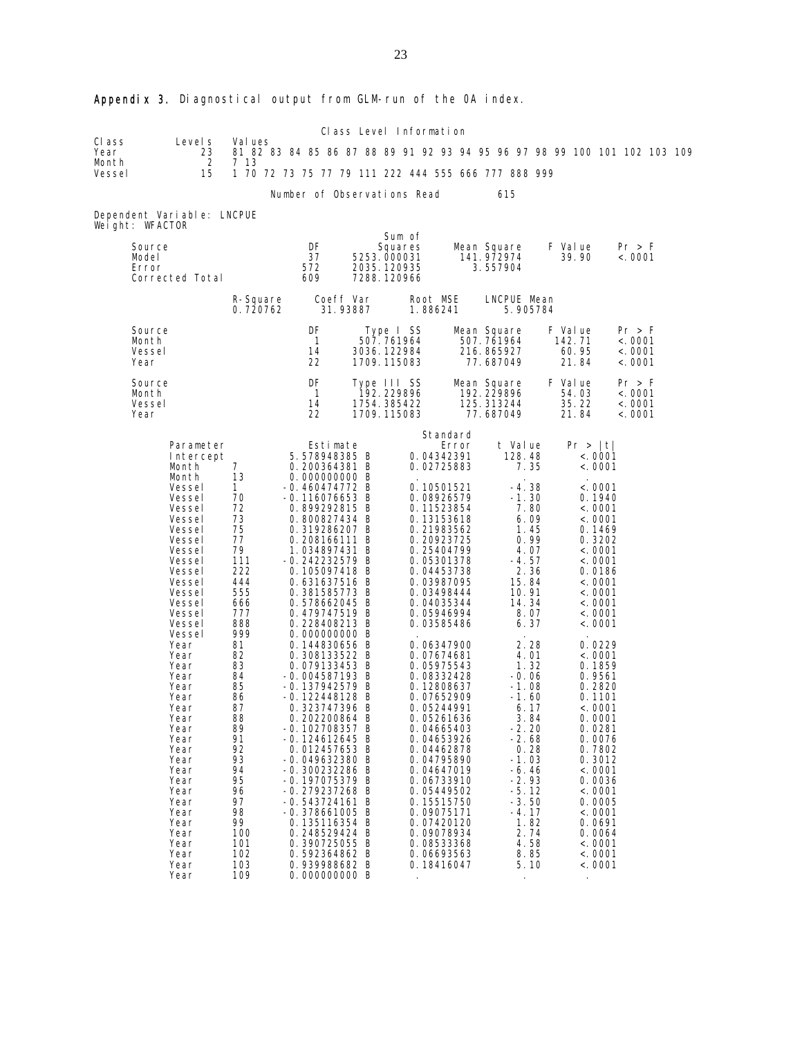**Appendix 3.** Diagnostical output from GLM-run of the OA index.

Class Level Information

| Class | Levels | Values |
|---|---|---|
| Year | 23 | 81 82 83 84 85 86 87 88 89 91 92 93 94 95 96 97 98 99 100 101 102 103 109 |
| Month | 2 | 7 13 |
| Vessel | 15 | 1 70 72 73 75 77 79 111 222 444 555 666 777 888 999 |

Number of Observations Read 615

Dependent Variable: LNCPUE
Weight: WFACTOR

| Source | DF | Sum of Squares | Mean Square | F Value | Pr > F |
|---|---|---|---|---|---|
| Model | 37 | 5253.000031 | 141.972974 | 39.90 | <.0001 |
| Error | 572 | 2035.120935 | 3.557904 | | |
| Corrected Total | 609 | 7288.120966 | | | |

| R-Square | Coeff Var | Root MSE | LNCPUE Mean |
|---|---|---|---|
| 0.720762 | 31.93887 | 1.886241 | 5.905784 |

| Source | DF | Type I SS | Mean Square | F Value | Pr > F |
|---|---|---|---|---|---|
| Month | 1 | 507.761964 | 507.761964 | 142.71 | <.0001 |
| Vessel | 14 | 3036.122984 | 216.865927 | 60.95 | <.0001 |
| Year | 22 | 1709.115083 | 77.687049 | 21.84 | <.0001 |

| Source | DF | Type III SS | Mean Square | F Value | Pr > F |
|---|---|---|---|---|---|
| Month | 1 | 192.229896 | 192.229896 | 54.03 | <.0001 |
| Vessel | 14 | 1754.385422 | 125.313244 | 35.22 | <.0001 |
| Year | 22 | 1709.115083 | 77.687049 | 21.84 | <.0001 |

| Parameter | | Estimate | | Standard Error | t Value | Pr > \|t\| |
|---|---|---|---|---|---|---|
| Intercept | | 5.578948385 | B | 0.04342391 | 128.48 | <.0001 |
| Month | 7 | 0.200364381 | B | 0.02725883 | 7.35 | <.0001 |
| Month | 13 | 0.000000000 | B | . | . | . |
| Vessel | 1 | -0.460474772 | B | 0.10501521 | -4.38 | <.0001 |
| Vessel | 70 | -0.116076653 | B | 0.08926579 | -1.30 | 0.1940 |
| Vessel | 72 | 0.899292815 | B | 0.11523854 | 7.80 | <.0001 |
| Vessel | 73 | 0.800827434 | B | 0.13153618 | 6.09 | <.0001 |
| Vessel | 75 | 0.319286207 | B | 0.21983562 | 1.45 | 0.1469 |
| Vessel | 77 | 0.208166111 | B | 0.20923725 | 0.99 | 0.3202 |
| Vessel | 79 | 1.034897431 | B | 0.25404799 | 4.07 | <.0001 |
| Vessel | 111 | -0.242232579 | B | 0.05301378 | -4.57 | <.0001 |
| Vessel | 222 | 0.105097418 | B | 0.04453738 | 2.36 | 0.0186 |
| Vessel | 444 | 0.631637516 | B | 0.03987095 | 15.84 | <.0001 |
| Vessel | 555 | 0.381585773 | B | 0.03498444 | 10.91 | <.0001 |
| Vessel | 666 | 0.578662045 | B | 0.04035344 | 14.34 | <.0001 |
| Vessel | 777 | 0.479747519 | B | 0.05946994 | 8.07 | <.0001 |
| Vessel | 888 | 0.228408213 | B | 0.03585486 | 6.37 | <.0001 |
| Vessel | 999 | 0.000000000 | B | . | . | . |
| Year | 81 | 0.144830656 | B | 0.06347900 | 2.28 | 0.0229 |
| Year | 82 | 0.308133522 | B | 0.07674681 | 4.01 | <.0001 |
| Year | 83 | 0.079133453 | B | 0.05975543 | 1.32 | 0.1859 |
| Year | 84 | -0.004587193 | B | 0.08332428 | -0.06 | 0.9561 |
| Year | 85 | -0.137942579 | B | 0.12808637 | -1.08 | 0.2820 |
| Year | 86 | -0.122448128 | B | 0.07652909 | -1.60 | 0.1101 |
| Year | 87 | 0.323747396 | B | 0.05244991 | 6.17 | <.0001 |
| Year | 88 | 0.202200864 | B | 0.05261636 | 3.84 | 0.0001 |
| Year | 89 | -0.102708357 | B | 0.04665403 | -2.20 | 0.0281 |
| Year | 91 | -0.124612645 | B | 0.04653926 | -2.68 | 0.0076 |
| Year | 92 | 0.012457653 | B | 0.04462878 | 0.28 | 0.7802 |
| Year | 93 | -0.049632380 | B | 0.04795890 | -1.03 | 0.3012 |
| Year | 94 | -0.300232286 | B | 0.04647019 | -6.46 | <.0001 |
| Year | 95 | -0.197075379 | B | 0.06733910 | -2.93 | 0.0036 |
| Year | 96 | -0.279237268 | B | 0.05449502 | -5.12 | <.0001 |
| Year | 97 | -0.543724161 | B | 0.15515750 | -3.50 | 0.0005 |
| Year | 98 | -0.378661005 | B | 0.09075171 | -4.17 | <.0001 |
| Year | 99 | 0.135116354 | B | 0.07420120 | 1.82 | 0.0691 |
| Year | 100 | 0.248529424 | B | 0.09078934 | 2.74 | 0.0064 |
| Year | 101 | 0.390725055 | B | 0.08533368 | 4.58 | <.0001 |
| Year | 102 | 0.592364862 | B | 0.06693563 | 8.85 | <.0001 |
| Year | 103 | 0.939988682 | B | 0.18416047 | 5.10 | <.0001 |
| Year | 109 | 0.000000000 | B | . | . | . |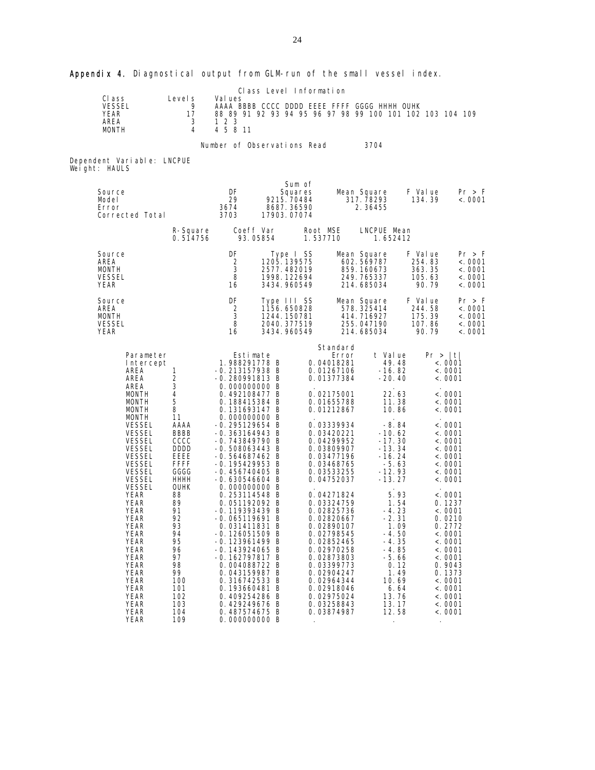**Appendix 4.** Diagnostical output from GLM-run of the small vessel index.

Class Level Information

| Class | Levels | Values |
|---|---|---|
| VESSEL | 9 | AAAA BBBB CCCC DDDD EEEE FFFF GGGG HHHH OUHK |
| YEAR | 17 | 88 89 91 92 93 94 95 96 97 98 99 100 101 102 103 104 109 |
| AREA | 3 | 1 2 3 |
| MONTH | 4 | 4 5 8 11 |

Number of Observations Read 3704

Dependent Variable: LNCPUE
Weight: HAULS

| Source | DF | Sum of Squares | Mean Square | F Value | Pr > F |
|---|---|---|---|---|---|
| Model | 29 | 9215.70484 | 317.78293 | 134.39 | <.0001 |
| Error | 3674 | 8687.36590 | 2.36455 | | |
| Corrected Total | 3703 | 17903.07074 | | | |

| R-Square | Coeff Var | Root MSE | LNCPUE Mean |
|---|---|---|---|
| 0.514756 | 93.05854 | 1.537710 | 1.652412 |

| Source | DF | Type I SS | Mean Square | F Value | Pr > F |
|---|---|---|---|---|---|
| AREA | 2 | 1205.139575 | 602.569787 | 254.83 | <.0001 |
| MONTH | 3 | 2577.482019 | 859.160673 | 363.35 | <.0001 |
| VESSEL | 8 | 1998.122694 | 249.765337 | 105.63 | <.0001 |
| YEAR | 16 | 3434.960549 | 214.685034 | 90.79 | <.0001 |

| Source | DF | Type III SS | Mean Square | F Value | Pr > F |
|---|---|---|---|---|---|
| AREA | 2 | 1156.650828 | 578.325414 | 244.58 | <.0001 |
| MONTH | 3 | 1244.150781 | 414.716927 | 175.39 | <.0001 |
| VESSEL | 8 | 2040.377519 | 255.047190 | 107.86 | <.0001 |
| YEAR | 16 | 3434.960549 | 214.685034 | 90.79 | <.0001 |

| Parameter | | Estimate | | Standard Error | t Value | Pr > \|t\| |
|---|---|---|---|---|---|---|
| Intercept | | 1.988291778 | B | 0.04018281 | 49.48 | <.0001 |
| AREA | 1 | -0.213157938 | B | 0.01267106 | -16.82 | <.0001 |
| AREA | 2 | -0.280991813 | B | 0.01377384 | -20.40 | <.0001 |
| AREA | 3 | 0.000000000 | B | . | . | . |
| MONTH | 4 | 0.492108477 | B | 0.02175001 | 22.63 | <.0001 |
| MONTH | 5 | 0.188415384 | B | 0.01655788 | 11.38 | <.0001 |
| MONTH | 8 | 0.131693147 | B | 0.01212867 | 10.86 | <.0001 |
| MONTH | 11 | 0.000000000 | B | . | . | . |
| VESSEL | AAAA | -0.295129654 | B | 0.03339934 | -8.84 | <.0001 |
| VESSEL | BBBB | -0.363164943 | B | 0.03420221 | -10.62 | <.0001 |
| VESSEL | CCCC | -0.743849790 | B | 0.04299952 | -17.30 | <.0001 |
| VESSEL | DDDD | -0.508063443 | B | 0.03809907 | -13.34 | <.0001 |
| VESSEL | EEEE | -0.564687462 | B | 0.03477196 | -16.24 | <.0001 |
| VESSEL | FFFF | -0.195429953 | B | 0.03468765 | -5.63 | <.0001 |
| VESSEL | GGGG | -0.456740405 | B | 0.03533255 | -12.93 | <.0001 |
| VESSEL | HHHH | -0.630546604 | B | 0.04752037 | -13.27 | <.0001 |
| VESSEL | OUHK | 0.000000000 | B | . | . | . |
| YEAR | 88 | 0.253114548 | B | 0.04271824 | 5.93 | <.0001 |
| YEAR | 89 | 0.051192092 | B | 0.03324759 | 1.54 | 0.1237 |
| YEAR | 91 | -0.119393439 | B | 0.02825736 | -4.23 | <.0001 |
| YEAR | 92 | -0.065119691 | B | 0.02820667 | -2.31 | 0.0210 |
| YEAR | 93 | 0.031411831 | B | 0.02890107 | 1.09 | 0.2772 |
| YEAR | 94 | -0.126051509 | B | 0.02798545 | -4.50 | <.0001 |
| YEAR | 95 | -0.123961499 | B | 0.02852465 | -4.35 | <.0001 |
| YEAR | 96 | -0.143924065 | B | 0.02970258 | -4.85 | <.0001 |
| YEAR | 97 | -0.162797817 | B | 0.02873803 | -5.66 | <.0001 |
| YEAR | 98 | 0.004088722 | B | 0.03399773 | 0.12 | 0.9043 |
| YEAR | 99 | 0.043159987 | B | 0.02904247 | 1.49 | 0.1373 |
| YEAR | 100 | 0.316742533 | B | 0.02964344 | 10.69 | <.0001 |
| YEAR | 101 | 0.193660481 | B | 0.02918046 | 6.64 | <.0001 |
| YEAR | 102 | 0.409254286 | B | 0.02975024 | 13.76 | <.0001 |
| YEAR | 103 | 0.429249676 | B | 0.03258843 | 13.17 | <.0001 |
| YEAR | 104 | 0.487574675 | B | 0.03874987 | 12.58 | <.0001 |
| YEAR | 109 | 0.000000000 | B | . | . | . |